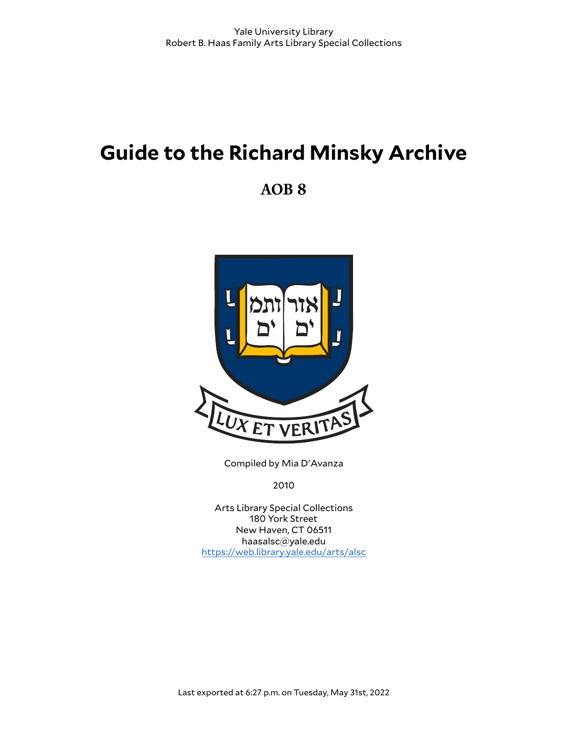Yale University Library
Robert B. Haas Family Arts Library Special Collections

# Guide to the Richard Minsky Archive

## AOB 8

Compiled by Mia D'Avanza

2010

Arts Library Special Collections
180 York Street
New Haven, CT 06511
haasalsc@yale.edu
https://web.library.yale.edu/arts/alsc

Last exported at 6:27 p.m. on Tuesday, May 31st, 2022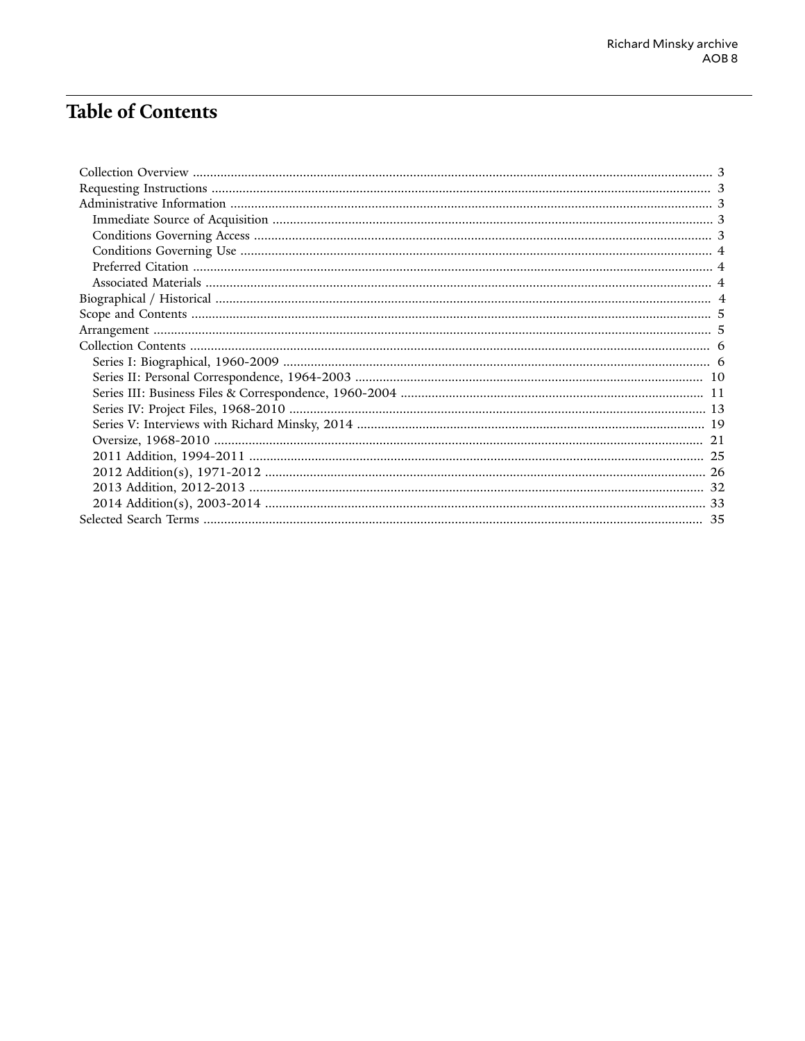# Table of Contents

- Collection Overview ........ 3
- Requesting Instructions ........ 3
- Administrative Information ........ 3
  - Immediate Source of Acquisition ........ 3
  - Conditions Governing Access ........ 3
  - Conditions Governing Use ........ 4
  - Preferred Citation ........ 4
  - Associated Materials ........ 4
- Biographical / Historical ........ 4
- Scope and Contents ........ 5
- Arrangement ........ 5
- Collection Contents ........ 6
  - Series I: Biographical, 1960-2009 ........ 6
  - Series II: Personal Correspondence, 1964-2003 ........ 10
  - Series III: Business Files & Correspondence, 1960-2004 ........ 11
  - Series IV: Project Files, 1968-2010 ........ 13
  - Series V: Interviews with Richard Minsky, 2014 ........ 19
  - Oversize, 1968-2010 ........ 21
  - 2011 Addition, 1994-2011 ........ 25
  - 2012 Addition(s), 1971-2012 ........ 26
  - 2013 Addition, 2012-2013 ........ 32
  - 2014 Addition(s), 2003-2014 ........ 33
- Selected Search Terms ........ 35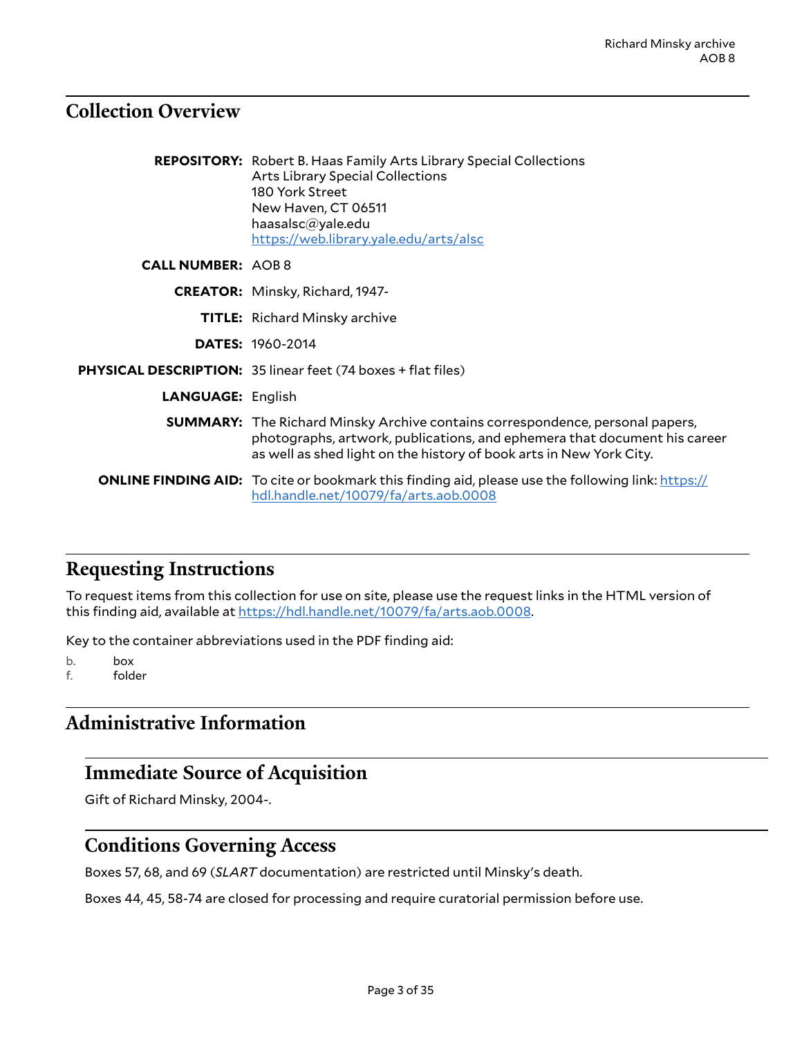## Collection Overview

**REPOSITORY:** Robert B. Haas Family Arts Library Special Collections
Arts Library Special Collections
180 York Street
New Haven, CT 06511
haasalsc@yale.edu
https://web.library.yale.edu/arts/alsc

**CALL NUMBER:** AOB 8

**CREATOR:** Minsky, Richard, 1947-

**TITLE:** Richard Minsky archive

**DATES:** 1960-2014

**PHYSICAL DESCRIPTION:** 35 linear feet (74 boxes + flat files)

**LANGUAGE:** English

**SUMMARY:** The Richard Minsky Archive contains correspondence, personal papers, photographs, artwork, publications, and ephemera that document his career as well as shed light on the history of book arts in New York City.

**ONLINE FINDING AID:** To cite or bookmark this finding aid, please use the following link: https://hdl.handle.net/10079/fa/arts.aob.0008

## Requesting Instructions

To request items from this collection for use on site, please use the request links in the HTML version of this finding aid, available at https://hdl.handle.net/10079/fa/arts.aob.0008.

Key to the container abbreviations used in the PDF finding aid:

b. box
f. folder

## Administrative Information

### Immediate Source of Acquisition

Gift of Richard Minsky, 2004-.

### Conditions Governing Access

Boxes 57, 68, and 69 (*SLART* documentation) are restricted until Minsky's death.

Boxes 44, 45, 58-74 are closed for processing and require curatorial permission before use.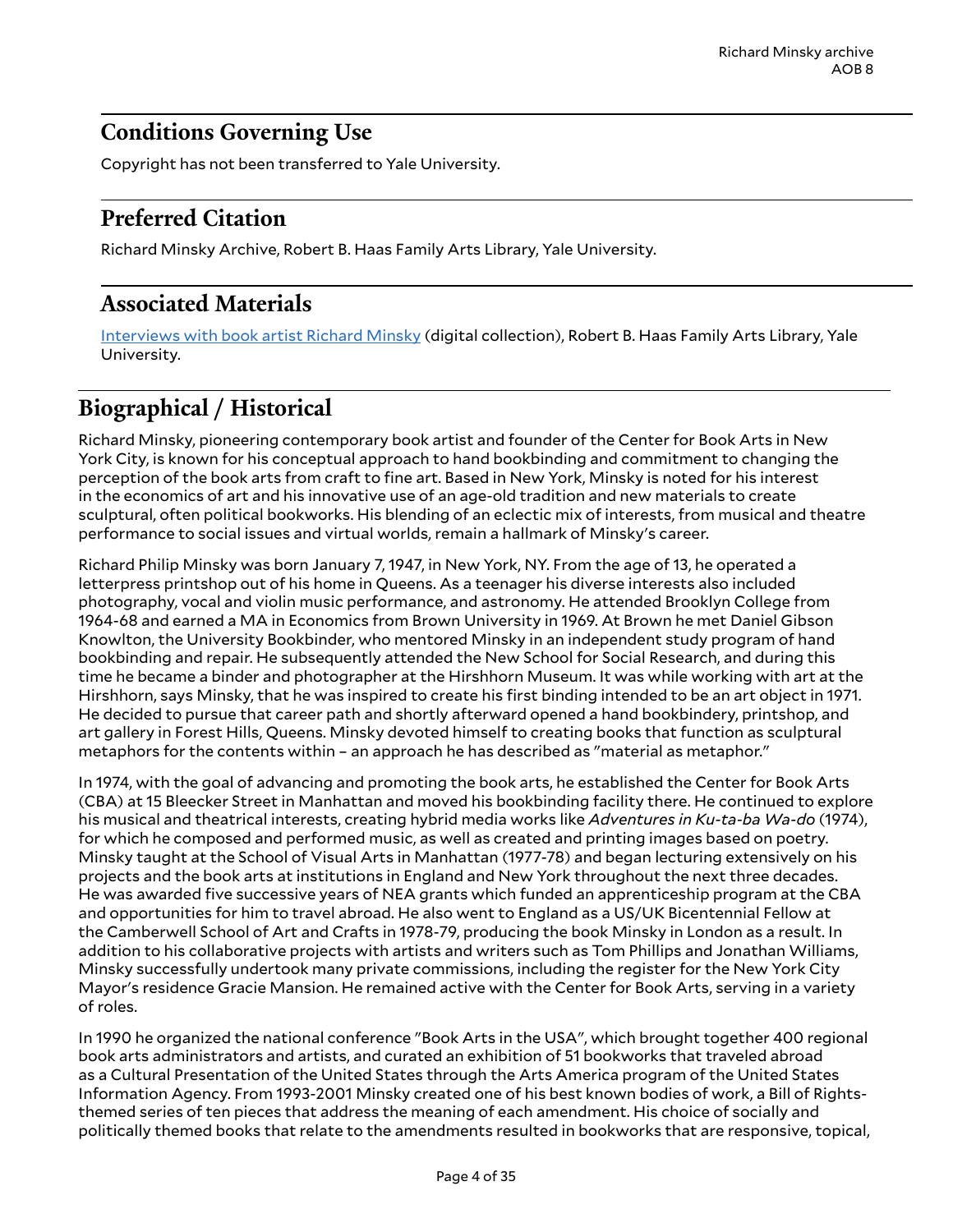## Conditions Governing Use

Copyright has not been transferred to Yale University.

## Preferred Citation

Richard Minsky Archive, Robert B. Haas Family Arts Library, Yale University.

## Associated Materials

[Interviews with book artist Richard Minsky] (digital collection), Robert B. Haas Family Arts Library, Yale University.

# Biographical / Historical

Richard Minsky, pioneering contemporary book artist and founder of the Center for Book Arts in New York City, is known for his conceptual approach to hand bookbinding and commitment to changing the perception of the book arts from craft to fine art. Based in New York, Minsky is noted for his interest in the economics of art and his innovative use of an age-old tradition and new materials to create sculptural, often political bookworks. His blending of an eclectic mix of interests, from musical and theatre performance to social issues and virtual worlds, remain a hallmark of Minsky's career.

Richard Philip Minsky was born January 7, 1947, in New York, NY. From the age of 13, he operated a letterpress printshop out of his home in Queens. As a teenager his diverse interests also included photography, vocal and violin music performance, and astronomy. He attended Brooklyn College from 1964-68 and earned a MA in Economics from Brown University in 1969. At Brown he met Daniel Gibson Knowlton, the University Bookbinder, who mentored Minsky in an independent study program of hand bookbinding and repair. He subsequently attended the New School for Social Research, and during this time he became a binder and photographer at the Hirshhorn Museum. It was while working with art at the Hirshhorn, says Minsky, that he was inspired to create his first binding intended to be an art object in 1971. He decided to pursue that career path and shortly afterward opened a hand bookbindery, printshop, and art gallery in Forest Hills, Queens. Minsky devoted himself to creating books that function as sculptural metaphors for the contents within – an approach he has described as "material as metaphor."

In 1974, with the goal of advancing and promoting the book arts, he established the Center for Book Arts (CBA) at 15 Bleecker Street in Manhattan and moved his bookbinding facility there. He continued to explore his musical and theatrical interests, creating hybrid media works like *Adventures in Ku-ta-ba Wa-do* (1974), for which he composed and performed music, as well as created and printing images based on poetry. Minsky taught at the School of Visual Arts in Manhattan (1977-78) and began lecturing extensively on his projects and the book arts at institutions in England and New York throughout the next three decades. He was awarded five successive years of NEA grants which funded an apprenticeship program at the CBA and opportunities for him to travel abroad. He also went to England as a US/UK Bicentennial Fellow at the Camberwell School of Art and Crafts in 1978-79, producing the book Minsky in London as a result. In addition to his collaborative projects with artists and writers such as Tom Phillips and Jonathan Williams, Minsky successfully undertook many private commissions, including the register for the New York City Mayor's residence Gracie Mansion. He remained active with the Center for Book Arts, serving in a variety of roles.

In 1990 he organized the national conference "Book Arts in the USA", which brought together 400 regional book arts administrators and artists, and curated an exhibition of 51 bookworks that traveled abroad as a Cultural Presentation of the United States through the Arts America program of the United States Information Agency. From 1993-2001 Minsky created one of his best known bodies of work, a Bill of Rights-themed series of ten pieces that address the meaning of each amendment. His choice of socially and politically themed books that relate to the amendments resulted in bookworks that are responsive, topical,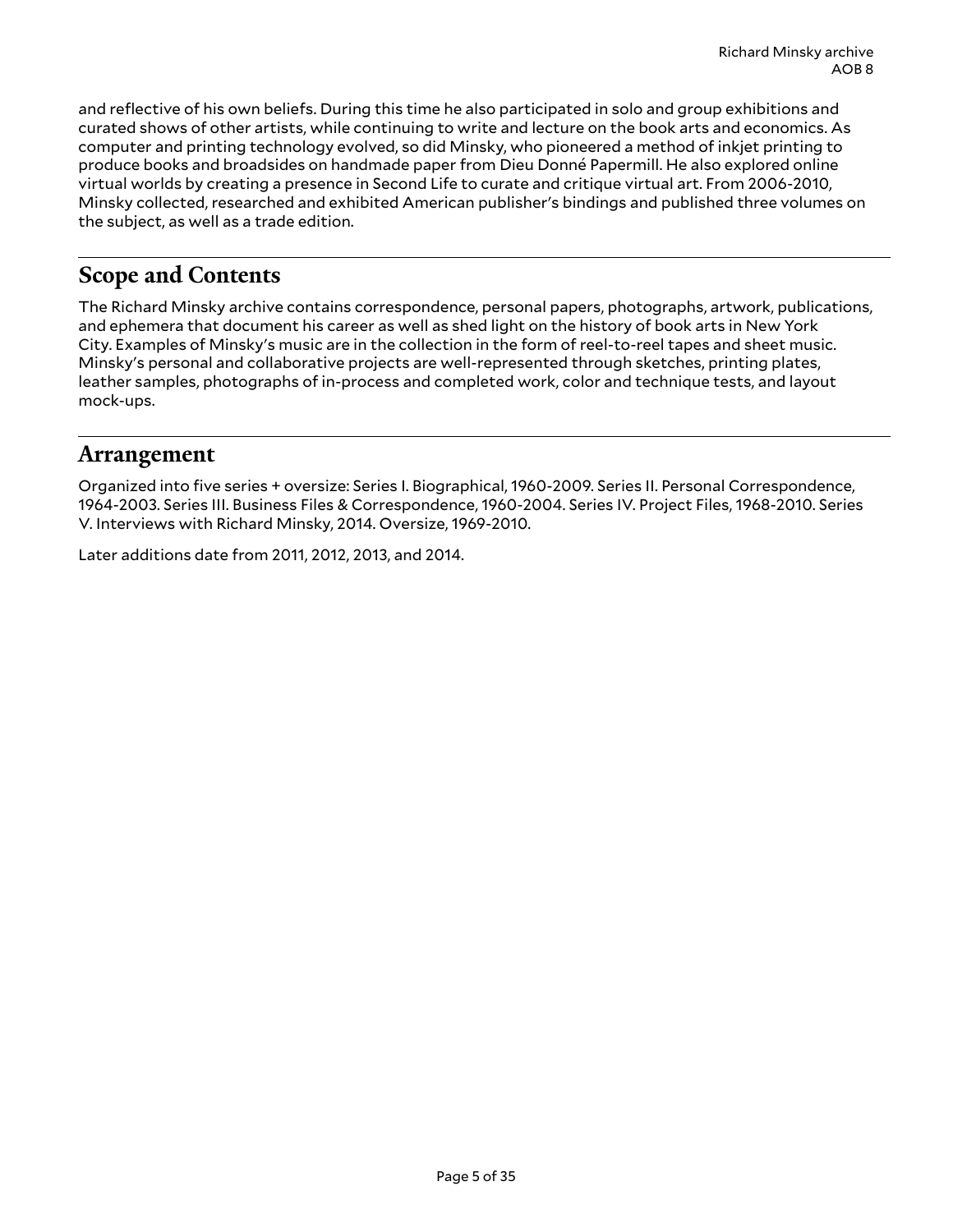and reflective of his own beliefs. During this time he also participated in solo and group exhibitions and curated shows of other artists, while continuing to write and lecture on the book arts and economics. As computer and printing technology evolved, so did Minsky, who pioneered a method of inkjet printing to produce books and broadsides on handmade paper from Dieu Donné Papermill. He also explored online virtual worlds by creating a presence in Second Life to curate and critique virtual art. From 2006-2010, Minsky collected, researched and exhibited American publisher's bindings and published three volumes on the subject, as well as a trade edition.

## Scope and Contents

The Richard Minsky archive contains correspondence, personal papers, photographs, artwork, publications, and ephemera that document his career as well as shed light on the history of book arts in New York City. Examples of Minsky's music are in the collection in the form of reel-to-reel tapes and sheet music. Minsky's personal and collaborative projects are well-represented through sketches, printing plates, leather samples, photographs of in-process and completed work, color and technique tests, and layout mock-ups.

## Arrangement

Organized into five series + oversize: Series I. Biographical, 1960-2009. Series II. Personal Correspondence, 1964-2003. Series III. Business Files & Correspondence, 1960-2004. Series IV. Project Files, 1968-2010. Series V. Interviews with Richard Minsky, 2014. Oversize, 1969-2010.

Later additions date from 2011, 2012, 2013, and 2014.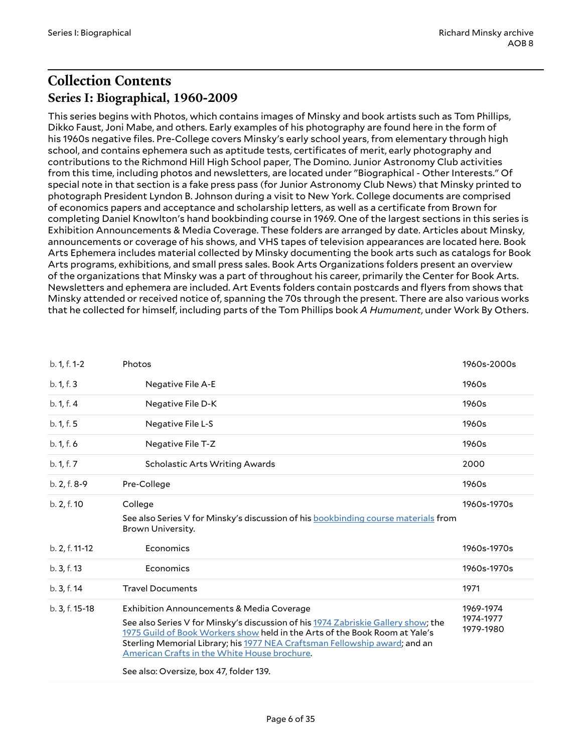## Collection Contents

### Series I: Biographical, 1960-2009

This series begins with Photos, which contains images of Minsky and book artists such as Tom Phillips, Dikko Faust, Joni Mabe, and others. Early examples of his photography are found here in the form of his 1960s negative files. Pre-College covers Minsky's early school years, from elementary through high school, and contains ephemera such as aptitude tests, certificates of merit, early photography and contributions to the Richmond Hill High School paper, The Domino. Junior Astronomy Club activities from this time, including photos and newsletters, are located under "Biographical - Other Interests." Of special note in that section is a fake press pass (for Junior Astronomy Club News) that Minsky printed to photograph President Lyndon B. Johnson during a visit to New York. College documents are comprised of economics papers and acceptance and scholarship letters, as well as a certificate from Brown for completing Daniel Knowlton's hand bookbinding course in 1969. One of the largest sections in this series is Exhibition Announcements & Media Coverage. These folders are arranged by date. Articles about Minsky, announcements or coverage of his shows, and VHS tapes of television appearances are located here. Book Arts Ephemera includes material collected by Minsky documenting the book arts such as catalogs for Book Arts programs, exhibitions, and small press sales. Book Arts Organizations folders present an overview of the organizations that Minsky was a part of throughout his career, primarily the Center for Book Arts. Newsletters and ephemera are included. Art Events folders contain postcards and flyers from shows that Minsky attended or received notice of, spanning the 70s through the present. There are also various works that he collected for himself, including parts of the Tom Phillips book *A Humument*, under Work By Others.

| | | |
|---|---|---|
| b. 1, f. 1-2 | Photos | 1960s-2000s |
| b. 1, f. 3 | Negative File A-E | 1960s |
| b. 1, f. 4 | Negative File D-K | 1960s |
| b. 1, f. 5 | Negative File L-S | 1960s |
| b. 1, f. 6 | Negative File T-Z | 1960s |
| b. 1, f. 7 | Scholastic Arts Writing Awards | 2000 |
| b. 2, f. 8-9 | Pre-College | 1960s |
| b. 2, f. 10 | College<br>See also Series V for Minsky's discussion of his bookbinding course materials from Brown University. | 1960s-1970s |
| b. 2, f. 11-12 | Economics | 1960s-1970s |
| b. 3, f. 13 | Economics | 1960s-1970s |
| b. 3, f. 14 | Travel Documents | 1971 |
| b. 3, f. 15-18 | Exhibition Announcements & Media Coverage<br>See also Series V for Minsky's discussion of his 1974 Zabriskie Gallery show; the 1975 Guild of Book Workers show held in the Arts of the Book Room at Yale's Sterling Memorial Library; his 1977 NEA Craftsman Fellowship award; and an American Crafts in the White House brochure.<br>See also: Oversize, box 47, folder 139. | 1969-1974<br>1974-1977<br>1979-1980 |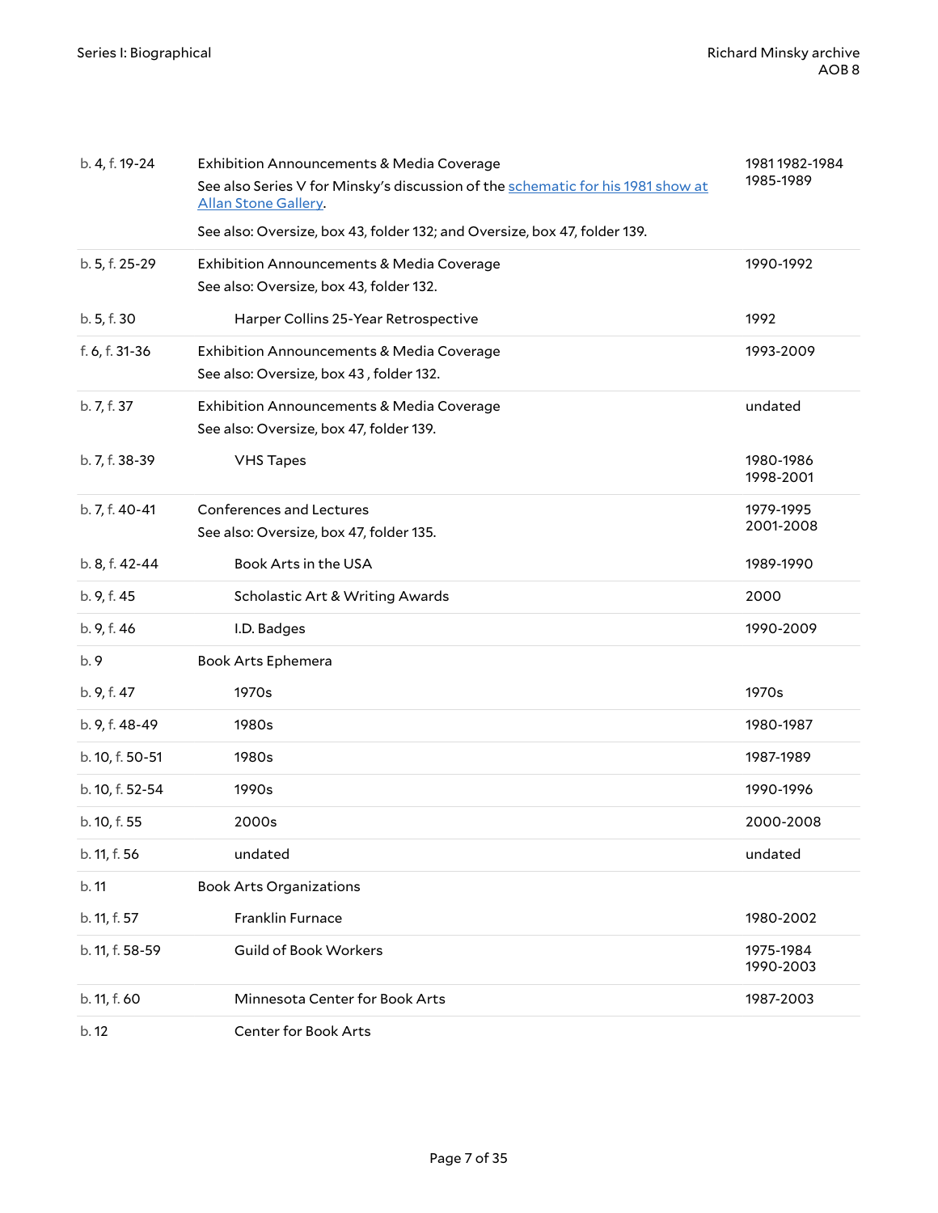| | | |
|---|---|---|
| b. 4, f. 19-24 | Exhibition Announcements & Media Coverage<br>See also Series V for Minsky's discussion of the [schematic for his 1981 show at Allan Stone Gallery](#).<br>See also: Oversize, box 43, folder 132; and Oversize, box 47, folder 139. | 1981 1982-1984 1985-1989 |
| b. 5, f. 25-29 | Exhibition Announcements & Media Coverage<br>See also: Oversize, box 43, folder 132. | 1990-1992 |
| b. 5, f. 30 | Harper Collins 25-Year Retrospective | 1992 |
| f. 6, f. 31-36 | Exhibition Announcements & Media Coverage<br>See also: Oversize, box 43 , folder 132. | 1993-2009 |
| b. 7, f. 37 | Exhibition Announcements & Media Coverage<br>See also: Oversize, box 47, folder 139. | undated |
| b. 7, f. 38-39 | VHS Tapes | 1980-1986 1998-2001 |
| b. 7, f. 40-41 | Conferences and Lectures<br>See also: Oversize, box 47, folder 135. | 1979-1995 2001-2008 |
| b. 8, f. 42-44 | Book Arts in the USA | 1989-1990 |
| b. 9, f. 45 | Scholastic Art & Writing Awards | 2000 |
| b. 9, f. 46 | I.D. Badges | 1990-2009 |
| b. 9 | Book Arts Ephemera | |
| b. 9, f. 47 | 1970s | 1970s |
| b. 9, f. 48-49 | 1980s | 1980-1987 |
| b. 10, f. 50-51 | 1980s | 1987-1989 |
| b. 10, f. 52-54 | 1990s | 1990-1996 |
| b. 10, f. 55 | 2000s | 2000-2008 |
| b. 11, f. 56 | undated | undated |
| b. 11 | Book Arts Organizations | |
| b. 11, f. 57 | Franklin Furnace | 1980-2002 |
| b. 11, f. 58-59 | Guild of Book Workers | 1975-1984 1990-2003 |
| b. 11, f. 60 | Minnesota Center for Book Arts | 1987-2003 |
| b. 12 | Center for Book Arts | |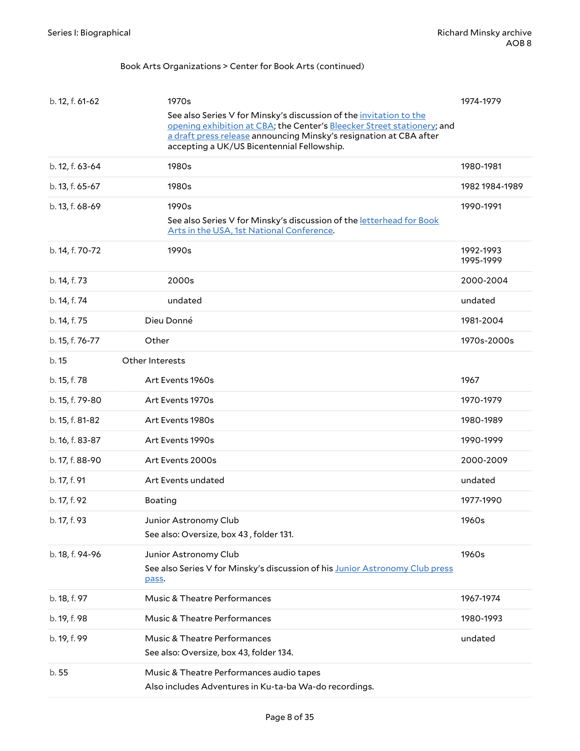Book Arts Organizations > Center for Book Arts (continued)

| | | |
|---|---|---|
| b. 12, f. 61-62 | 1970s<br>See also Series V for Minsky's discussion of the invitation to the opening exhibition at CBA; the Center's Bleecker Street stationery; and a draft press release announcing Minsky's resignation at CBA after accepting a UK/US Bicentennial Fellowship. | 1974-1979 |
| b. 12, f. 63-64 | 1980s | 1980-1981 |
| b. 13, f. 65-67 | 1980s | 1982 1984-1989 |
| b. 13, f. 68-69 | 1990s<br>See also Series V for Minsky's discussion of the letterhead for Book Arts in the USA, 1st National Conference. | 1990-1991 |
| b. 14, f. 70-72 | 1990s | 1992-1993 1995-1999 |
| b. 14, f. 73 | 2000s | 2000-2004 |
| b. 14, f. 74 | undated | undated |
| b. 14, f. 75 | Dieu Donné | 1981-2004 |
| b. 15, f. 76-77 | Other | 1970s-2000s |
| b. 15 | Other Interests | |
| b. 15, f. 78 | Art Events 1960s | 1967 |
| b. 15, f. 79-80 | Art Events 1970s | 1970-1979 |
| b. 15, f. 81-82 | Art Events 1980s | 1980-1989 |
| b. 16, f. 83-87 | Art Events 1990s | 1990-1999 |
| b. 17, f. 88-90 | Art Events 2000s | 2000-2009 |
| b. 17, f. 91 | Art Events undated | undated |
| b. 17, f. 92 | Boating | 1977-1990 |
| b. 17, f. 93 | Junior Astronomy Club<br>See also: Oversize, box 43 , folder 131. | 1960s |
| b. 18, f. 94-96 | Junior Astronomy Club<br>See also Series V for Minsky's discussion of his Junior Astronomy Club press pass. | 1960s |
| b. 18, f. 97 | Music & Theatre Performances | 1967-1974 |
| b. 19, f. 98 | Music & Theatre Performances | 1980-1993 |
| b. 19, f. 99 | Music & Theatre Performances<br>See also: Oversize, box 43, folder 134. | undated |
| b. 55 | Music & Theatre Performances audio tapes<br>Also includes Adventures in Ku-ta-ba Wa-do recordings. | |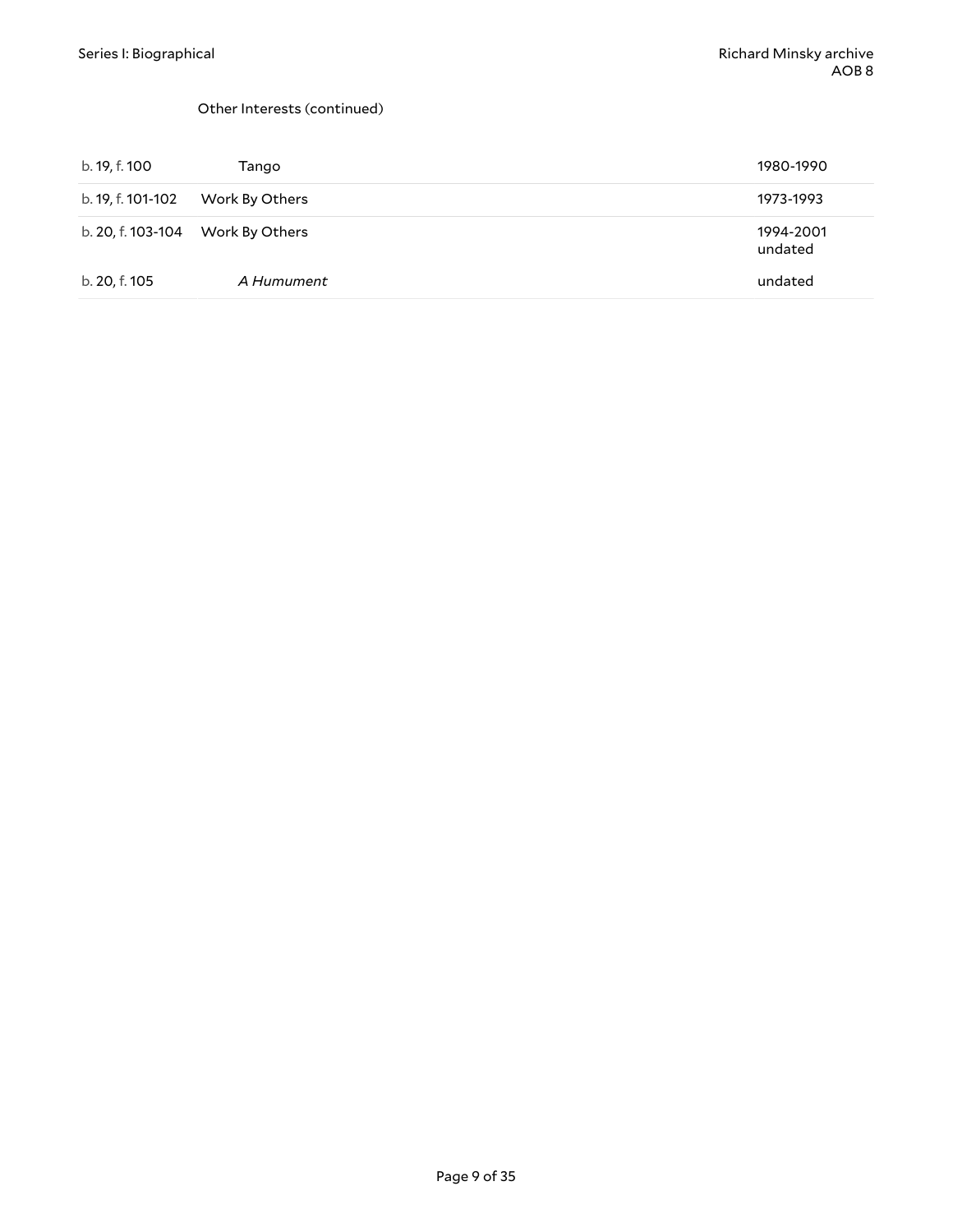Other Interests (continued)

| | | |
|---|---|---|
| b. 19, f. 100 | Tango | 1980-1990 |
| b. 19, f. 101-102 | Work By Others | 1973-1993 |
| b. 20, f. 103-104 | Work By Others | 1994-2001 undated |
| b. 20, f. 105 | *A Humument* | undated |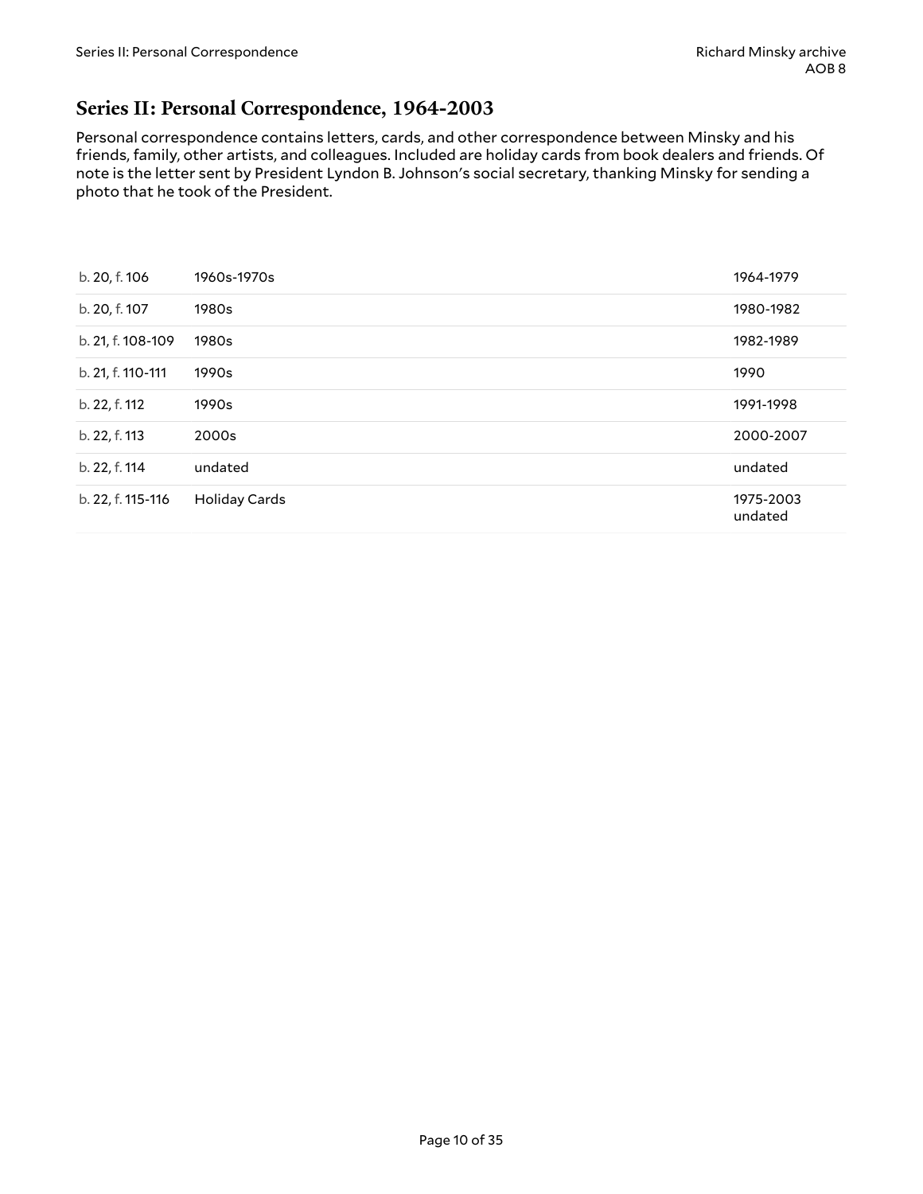## Series II: Personal Correspondence, 1964-2003

Personal correspondence contains letters, cards, and other correspondence between Minsky and his friends, family, other artists, and colleagues. Included are holiday cards from book dealers and friends. Of note is the letter sent by President Lyndon B. Johnson's social secretary, thanking Minsky for sending a photo that he took of the President.

| | | |
|---|---|---|
| b. 20, f. 106 | 1960s-1970s | 1964-1979 |
| b. 20, f. 107 | 1980s | 1980-1982 |
| b. 21, f. 108-109 | 1980s | 1982-1989 |
| b. 21, f. 110-111 | 1990s | 1990 |
| b. 22, f. 112 | 1990s | 1991-1998 |
| b. 22, f. 113 | 2000s | 2000-2007 |
| b. 22, f. 114 | undated | undated |
| b. 22, f. 115-116 | Holiday Cards | 1975-2003 undated |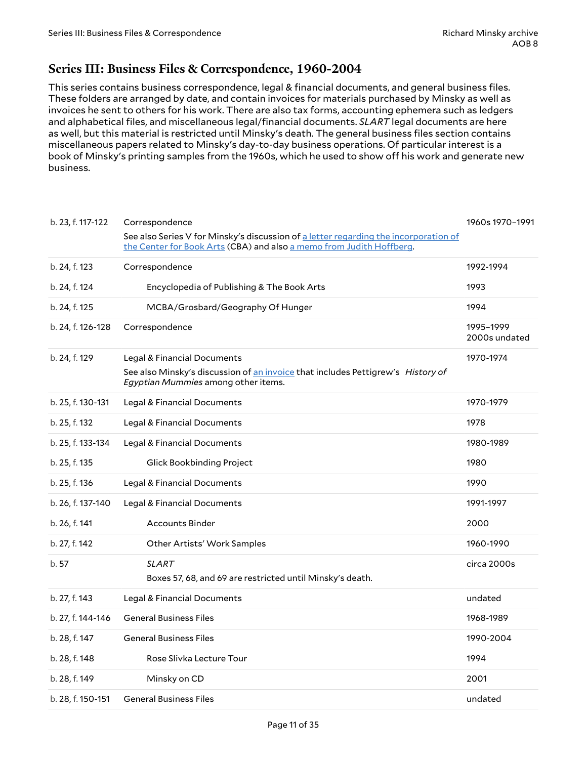## Series III: Business Files & Correspondence, 1960-2004

This series contains business correspondence, legal & financial documents, and general business files. These folders are arranged by date, and contain invoices for materials purchased by Minsky as well as invoices he sent to others for his work. There are also tax forms, accounting ephemera such as ledgers and alphabetical files, and miscellaneous legal/financial documents. *SLART* legal documents are here as well, but this material is restricted until Minsky's death. The general business files section contains miscellaneous papers related to Minsky's day-to-day business operations. Of particular interest is a book of Minsky's printing samples from the 1960s, which he used to show off his work and generate new business.

| Location | Title | Date |
|---|---|---|
| b. 23, f. 117-122 | Correspondence<br>See also Series V for Minsky's discussion of a letter regarding the incorporation of the Center for Book Arts (CBA) and also a memo from Judith Hoffberg. | 1960s 1970–1991 |
| b. 24, f. 123 | Correspondence | 1992-1994 |
| b. 24, f. 124 | Encyclopedia of Publishing & The Book Arts | 1993 |
| b. 24, f. 125 | MCBA/Grosbard/Geography Of Hunger | 1994 |
| b. 24, f. 126-128 | Correspondence | 1995–1999 2000s undated |
| b. 24, f. 129 | Legal & Financial Documents<br>See also Minsky's discussion of an invoice that includes Pettigrew's *History of Egyptian Mummies* among other items. | 1970-1974 |
| b. 25, f. 130-131 | Legal & Financial Documents | 1970-1979 |
| b. 25, f. 132 | Legal & Financial Documents | 1978 |
| b. 25, f. 133-134 | Legal & Financial Documents | 1980-1989 |
| b. 25, f. 135 | Glick Bookbinding Project | 1980 |
| b. 25, f. 136 | Legal & Financial Documents | 1990 |
| b. 26, f. 137-140 | Legal & Financial Documents | 1991-1997 |
| b. 26, f. 141 | Accounts Binder | 2000 |
| b. 27, f. 142 | Other Artists' Work Samples | 1960-1990 |
| b. 57 | *SLART*<br>Boxes 57, 68, and 69 are restricted until Minsky's death. | circa 2000s |
| b. 27, f. 143 | Legal & Financial Documents | undated |
| b. 27, f. 144-146 | General Business Files | 1968-1989 |
| b. 28, f. 147 | General Business Files | 1990-2004 |
| b. 28, f. 148 | Rose Slivka Lecture Tour | 1994 |
| b. 28, f. 149 | Minsky on CD | 2001 |
| b. 28, f. 150-151 | General Business Files | undated |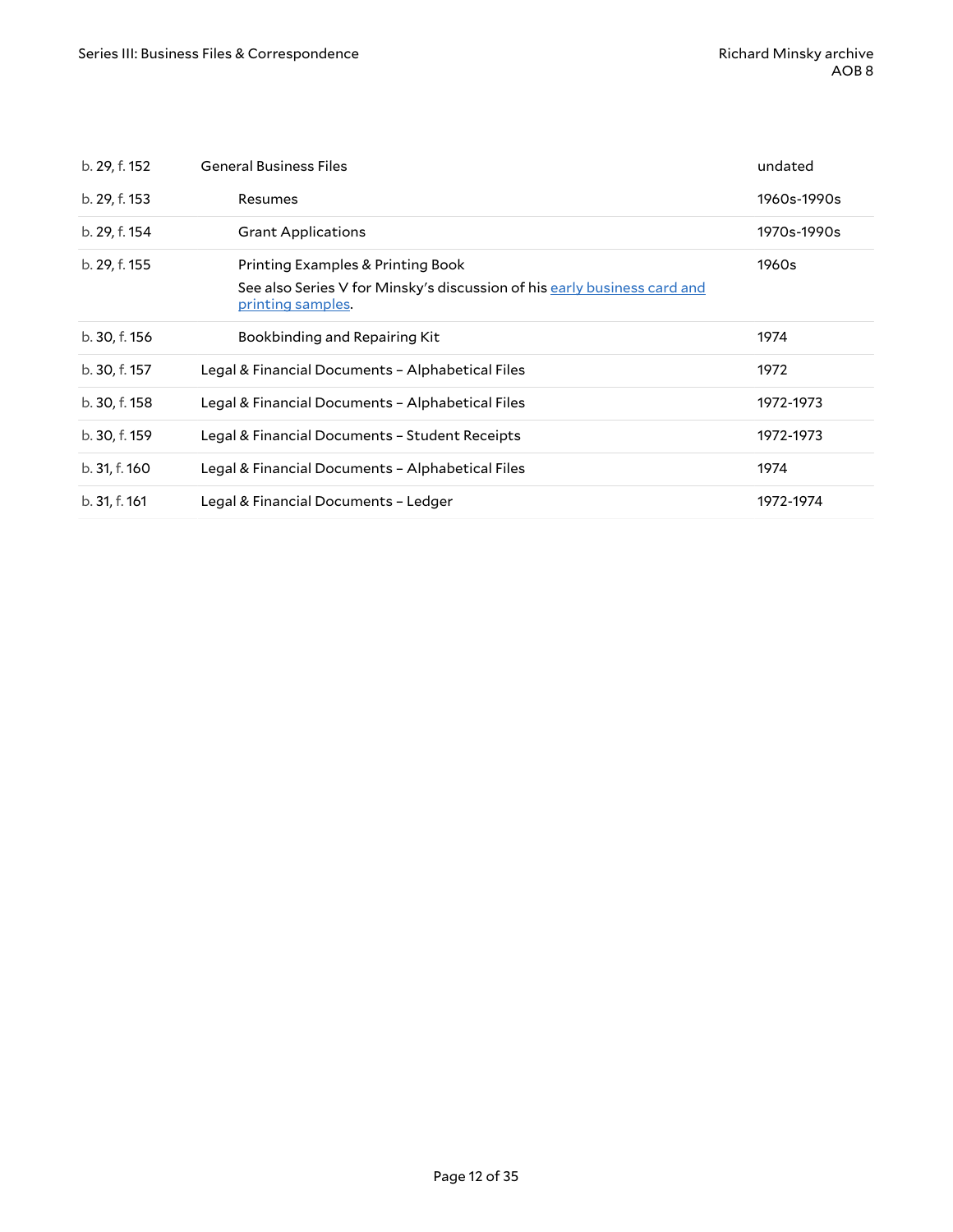| | | |
|---|---|---|
| b. 29, f. 152 | General Business Files | undated |
| b. 29, f. 153 | Resumes | 1960s-1990s |
| b. 29, f. 154 | Grant Applications | 1970s-1990s |
| b. 29, f. 155 | Printing Examples & Printing Book<br>See also Series V for Minsky's discussion of his early business card and printing samples. | 1960s |
| b. 30, f. 156 | Bookbinding and Repairing Kit | 1974 |
| b. 30, f. 157 | Legal & Financial Documents – Alphabetical Files | 1972 |
| b. 30, f. 158 | Legal & Financial Documents – Alphabetical Files | 1972-1973 |
| b. 30, f. 159 | Legal & Financial Documents – Student Receipts | 1972-1973 |
| b. 31, f. 160 | Legal & Financial Documents – Alphabetical Files | 1974 |
| b. 31, f. 161 | Legal & Financial Documents – Ledger | 1972-1974 |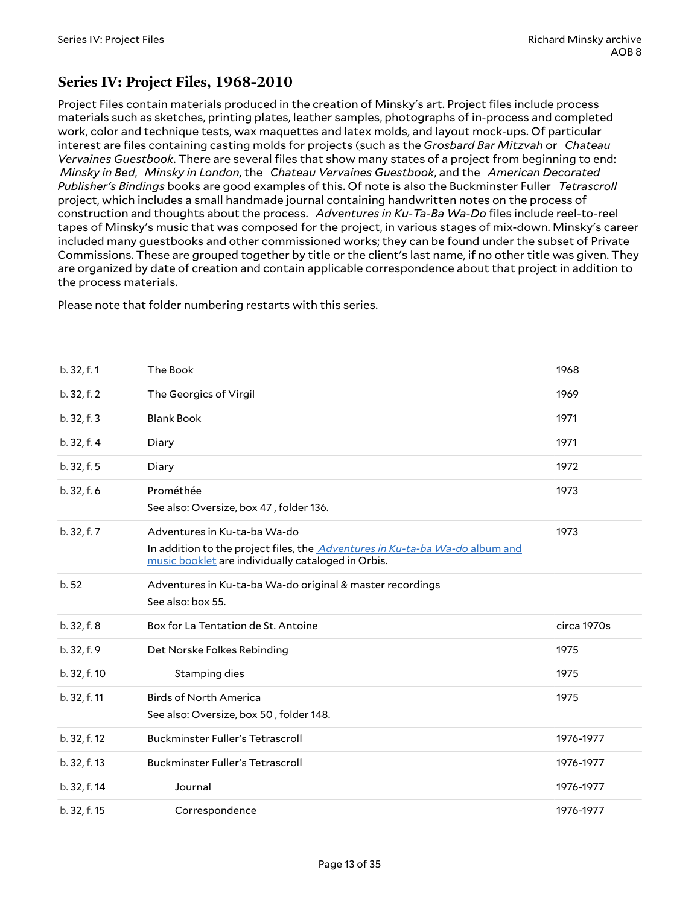## Series IV: Project Files, 1968-2010

Project Files contain materials produced in the creation of Minsky's art. Project files include process materials such as sketches, printing plates, leather samples, photographs of in-process and completed work, color and technique tests, wax maquettes and latex molds, and layout mock-ups. Of particular interest are files containing casting molds for projects (such as the *Grosbard Bar Mitzvah* or *Chateau Vervaines Guestbook*. There are several files that show many states of a project from beginning to end: *Minsky in Bed*, *Minsky in London*, the *Chateau Vervaines Guestbook*, and the *American Decorated Publisher's Bindings* books are good examples of this. Of note is also the Buckminster Fuller *Tetrascroll* project, which includes a small handmade journal containing handwritten notes on the process of construction and thoughts about the process. *Adventures in Ku-Ta-Ba Wa-Do* files include reel-to-reel tapes of Minsky's music that was composed for the project, in various stages of mix-down. Minsky's career included many guestbooks and other commissioned works; they can be found under the subset of Private Commissions. These are grouped together by title or the client's last name, if no other title was given. They are organized by date of creation and contain applicable correspondence about that project in addition to the process materials.

Please note that folder numbering restarts with this series.

| | | |
|---|---|---|
| b. 32, f. 1 | The Book | 1968 |
| b. 32, f. 2 | The Georgics of Virgil | 1969 |
| b. 32, f. 3 | Blank Book | 1971 |
| b. 32, f. 4 | Diary | 1971 |
| b. 32, f. 5 | Diary | 1972 |
| b. 32, f. 6 | Prométhée<br>See also: Oversize, box 47 , folder 136. | 1973 |
| b. 32, f. 7 | Adventures in Ku-ta-ba Wa-do<br>In addition to the project files, the *Adventures in Ku-ta-ba Wa-do* album and music booklet are individually cataloged in Orbis. | 1973 |
| b. 52 | Adventures in Ku-ta-ba Wa-do original & master recordings<br>See also: box 55. | |
| b. 32, f. 8 | Box for La Tentation de St. Antoine | circa 1970s |
| b. 32, f. 9 | Det Norske Folkes Rebinding | 1975 |
| b. 32, f. 10 | Stamping dies | 1975 |
| b. 32, f. 11 | Birds of North America<br>See also: Oversize, box 50 , folder 148. | 1975 |
| b. 32, f. 12 | Buckminster Fuller's Tetrascroll | 1976-1977 |
| b. 32, f. 13 | Buckminster Fuller's Tetrascroll | 1976-1977 |
| b. 32, f. 14 | Journal | 1976-1977 |
| b. 32, f. 15 | Correspondence | 1976-1977 |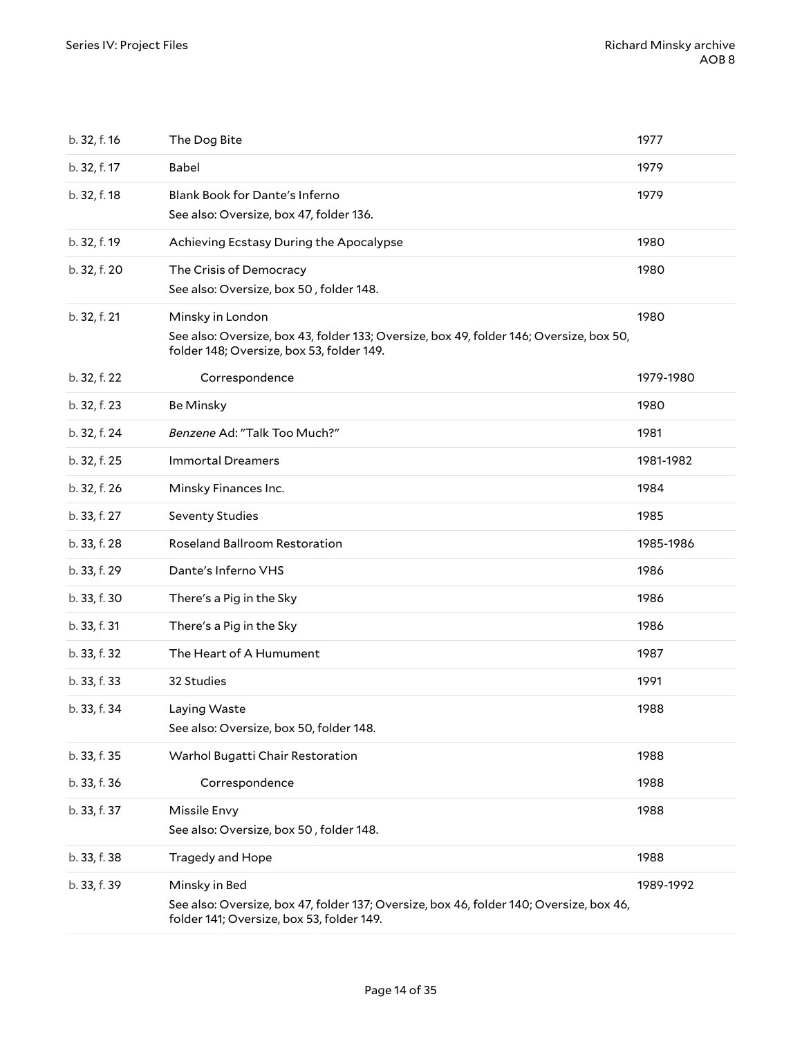| | | |
|---|---|---|
| b. 32, f. 16 | The Dog Bite | 1977 |
| b. 32, f. 17 | Babel | 1979 |
| b. 32, f. 18 | Blank Book for Dante's Inferno<br>See also: Oversize, box 47, folder 136. | 1979 |
| b. 32, f. 19 | Achieving Ecstasy During the Apocalypse | 1980 |
| b. 32, f. 20 | The Crisis of Democracy<br>See also: Oversize, box 50 , folder 148. | 1980 |
| b. 32, f. 21 | Minsky in London<br>See also: Oversize, box 43, folder 133; Oversize, box 49, folder 146; Oversize, box 50, folder 148; Oversize, box 53, folder 149. | 1980 |
| b. 32, f. 22 | Correspondence | 1979-1980 |
| b. 32, f. 23 | Be Minsky | 1980 |
| b. 32, f. 24 | *Benzene* Ad: "Talk Too Much?" | 1981 |
| b. 32, f. 25 | Immortal Dreamers | 1981-1982 |
| b. 32, f. 26 | Minsky Finances Inc. | 1984 |
| b. 33, f. 27 | Seventy Studies | 1985 |
| b. 33, f. 28 | Roseland Ballroom Restoration | 1985-1986 |
| b. 33, f. 29 | Dante's Inferno VHS | 1986 |
| b. 33, f. 30 | There's a Pig in the Sky | 1986 |
| b. 33, f. 31 | There's a Pig in the Sky | 1986 |
| b. 33, f. 32 | The Heart of A Humument | 1987 |
| b. 33, f. 33 | 32 Studies | 1991 |
| b. 33, f. 34 | Laying Waste<br>See also: Oversize, box 50, folder 148. | 1988 |
| b. 33, f. 35 | Warhol Bugatti Chair Restoration | 1988 |
| b. 33, f. 36 | Correspondence | 1988 |
| b. 33, f. 37 | Missile Envy<br>See also: Oversize, box 50 , folder 148. | 1988 |
| b. 33, f. 38 | Tragedy and Hope | 1988 |
| b. 33, f. 39 | Minsky in Bed<br>See also: Oversize, box 47, folder 137; Oversize, box 46, folder 140; Oversize, box 46, folder 141; Oversize, box 53, folder 149. | 1989-1992 |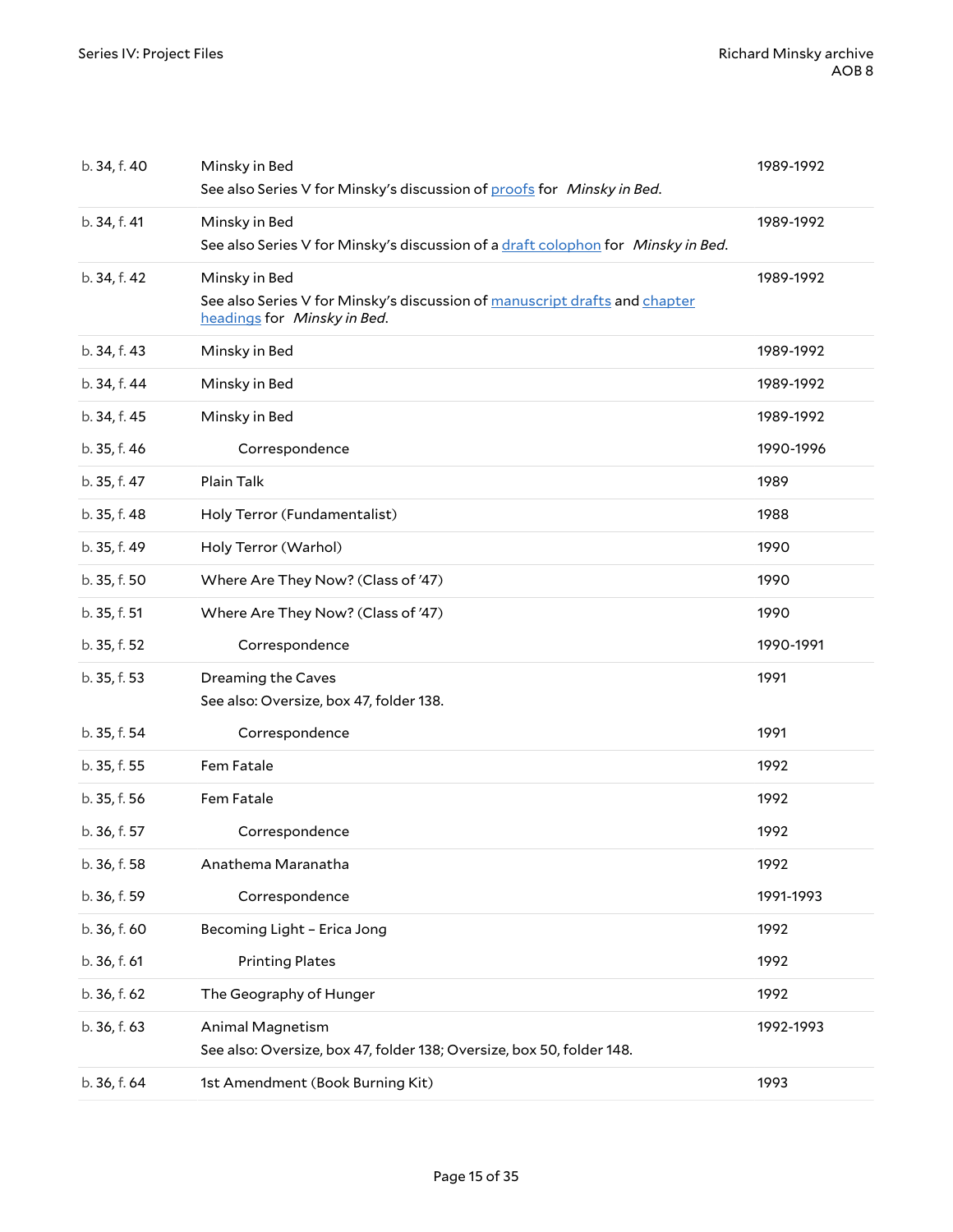| | | |
|---|---|---|
| b. 34, f. 40 | Minsky in Bed<br>See also Series V for Minsky's discussion of proofs for *Minsky in Bed*. | 1989-1992 |
| b. 34, f. 41 | Minsky in Bed<br>See also Series V for Minsky's discussion of a draft colophon for *Minsky in Bed*. | 1989-1992 |
| b. 34, f. 42 | Minsky in Bed<br>See also Series V for Minsky's discussion of manuscript drafts and chapter headings for *Minsky in Bed*. | 1989-1992 |
| b. 34, f. 43 | Minsky in Bed | 1989-1992 |
| b. 34, f. 44 | Minsky in Bed | 1989-1992 |
| b. 34, f. 45 | Minsky in Bed | 1989-1992 |
| b. 35, f. 46 | Correspondence | 1990-1996 |
| b. 35, f. 47 | Plain Talk | 1989 |
| b. 35, f. 48 | Holy Terror (Fundamentalist) | 1988 |
| b. 35, f. 49 | Holy Terror (Warhol) | 1990 |
| b. 35, f. 50 | Where Are They Now? (Class of '47) | 1990 |
| b. 35, f. 51 | Where Are They Now? (Class of '47) | 1990 |
| b. 35, f. 52 | Correspondence | 1990-1991 |
| b. 35, f. 53 | Dreaming the Caves<br>See also: Oversize, box 47, folder 138. | 1991 |
| b. 35, f. 54 | Correspondence | 1991 |
| b. 35, f. 55 | Fem Fatale | 1992 |
| b. 35, f. 56 | Fem Fatale | 1992 |
| b. 36, f. 57 | Correspondence | 1992 |
| b. 36, f. 58 | Anathema Maranatha | 1992 |
| b. 36, f. 59 | Correspondence | 1991-1993 |
| b. 36, f. 60 | Becoming Light – Erica Jong | 1992 |
| b. 36, f. 61 | Printing Plates | 1992 |
| b. 36, f. 62 | The Geography of Hunger | 1992 |
| b. 36, f. 63 | Animal Magnetism<br>See also: Oversize, box 47, folder 138; Oversize, box 50, folder 148. | 1992-1993 |
| b. 36, f. 64 | 1st Amendment (Book Burning Kit) | 1993 |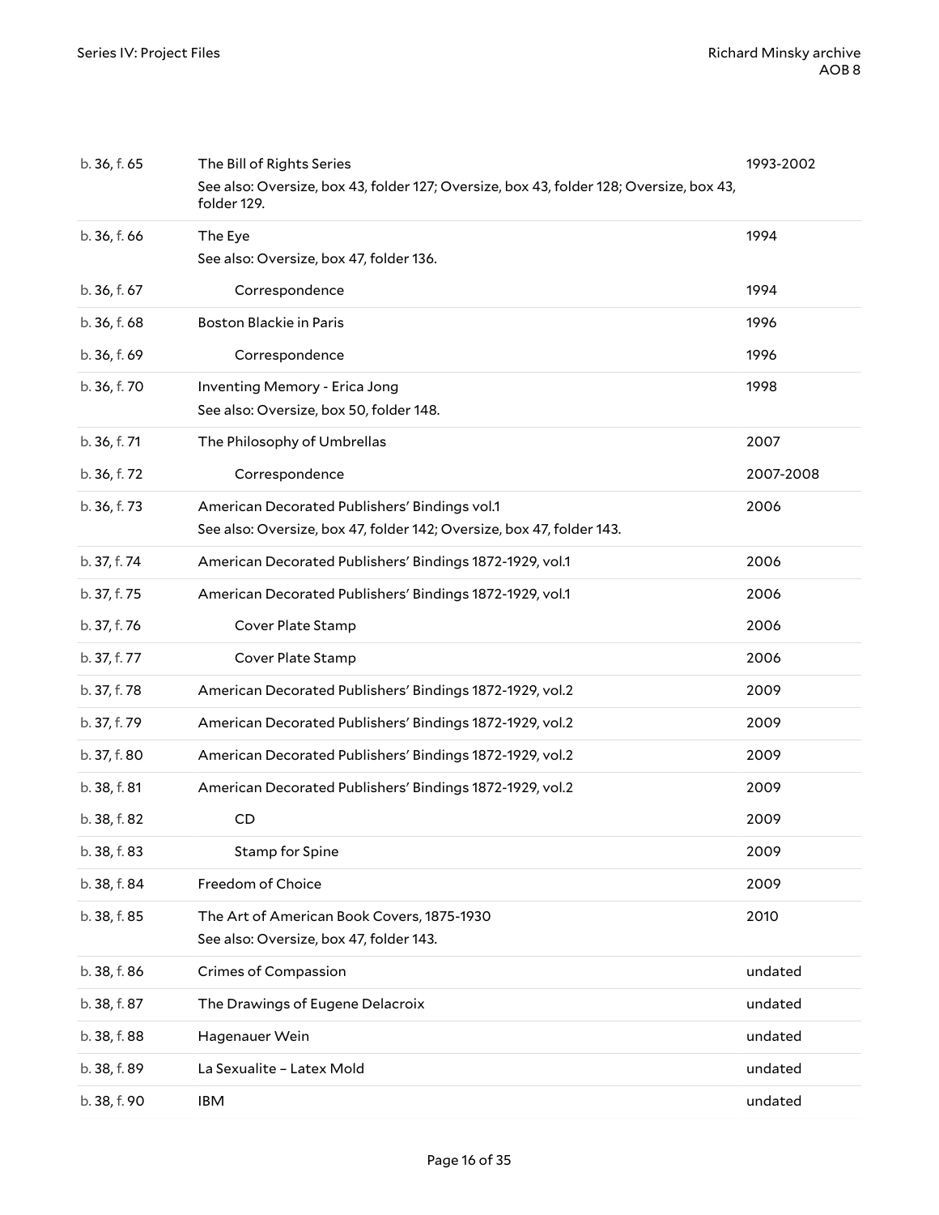| | | |
|---|---|---|
| b. 36, f. 65 | The Bill of Rights Series<br>See also: Oversize, box 43, folder 127; Oversize, box 43, folder 128; Oversize, box 43, folder 129. | 1993-2002 |
| b. 36, f. 66 | The Eye<br>See also: Oversize, box 47, folder 136. | 1994 |
| b. 36, f. 67 | Correspondence | 1994 |
| b. 36, f. 68 | Boston Blackie in Paris | 1996 |
| b. 36, f. 69 | Correspondence | 1996 |
| b. 36, f. 70 | Inventing Memory - Erica Jong<br>See also: Oversize, box 50, folder 148. | 1998 |
| b. 36, f. 71 | The Philosophy of Umbrellas | 2007 |
| b. 36, f. 72 | Correspondence | 2007-2008 |
| b. 36, f. 73 | American Decorated Publishers' Bindings vol.1<br>See also: Oversize, box 47, folder 142; Oversize, box 47, folder 143. | 2006 |
| b. 37, f. 74 | American Decorated Publishers' Bindings 1872-1929, vol.1 | 2006 |
| b. 37, f. 75 | American Decorated Publishers' Bindings 1872-1929, vol.1 | 2006 |
| b. 37, f. 76 | Cover Plate Stamp | 2006 |
| b. 37, f. 77 | Cover Plate Stamp | 2006 |
| b. 37, f. 78 | American Decorated Publishers' Bindings 1872-1929, vol.2 | 2009 |
| b. 37, f. 79 | American Decorated Publishers' Bindings 1872-1929, vol.2 | 2009 |
| b. 37, f. 80 | American Decorated Publishers' Bindings 1872-1929, vol.2 | 2009 |
| b. 38, f. 81 | American Decorated Publishers' Bindings 1872-1929, vol.2 | 2009 |
| b. 38, f. 82 | CD | 2009 |
| b. 38, f. 83 | Stamp for Spine | 2009 |
| b. 38, f. 84 | Freedom of Choice | 2009 |
| b. 38, f. 85 | The Art of American Book Covers, 1875-1930<br>See also: Oversize, box 47, folder 143. | 2010 |
| b. 38, f. 86 | Crimes of Compassion | undated |
| b. 38, f. 87 | The Drawings of Eugene Delacroix | undated |
| b. 38, f. 88 | Hagenauer Wein | undated |
| b. 38, f. 89 | La Sexualite – Latex Mold | undated |
| b. 38, f. 90 | IBM | undated |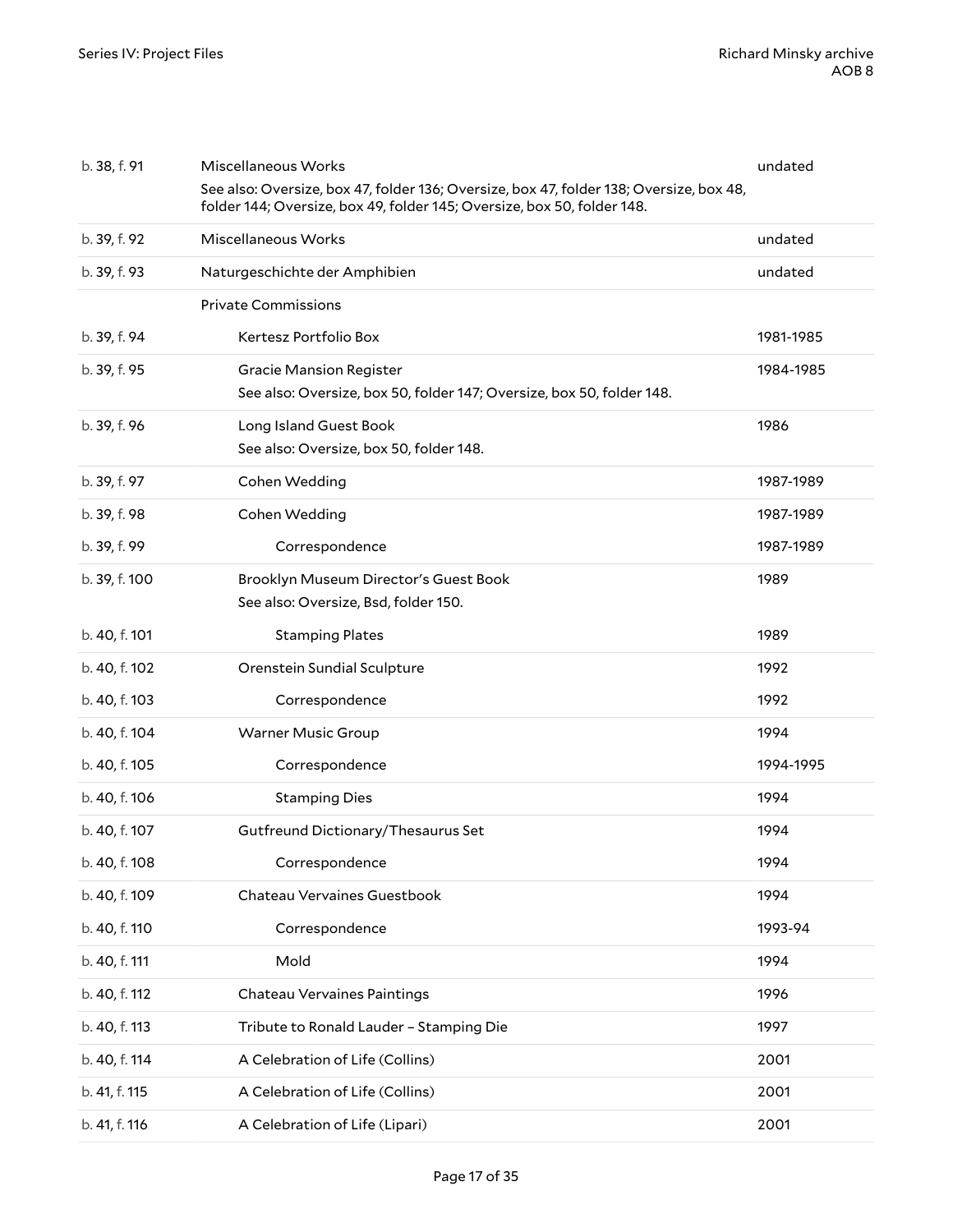| | | |
|---|---|---|
| b. 38, f. 91 | Miscellaneous Works<br>See also: Oversize, box 47, folder 136; Oversize, box 47, folder 138; Oversize, box 48, folder 144; Oversize, box 49, folder 145; Oversize, box 50, folder 148. | undated |
| b. 39, f. 92 | Miscellaneous Works | undated |
| b. 39, f. 93 | Naturgeschichte der Amphibien | undated |
| | Private Commissions | |
| b. 39, f. 94 | Kertesz Portfolio Box | 1981-1985 |
| b. 39, f. 95 | Gracie Mansion Register<br>See also: Oversize, box 50, folder 147; Oversize, box 50, folder 148. | 1984-1985 |
| b. 39, f. 96 | Long Island Guest Book<br>See also: Oversize, box 50, folder 148. | 1986 |
| b. 39, f. 97 | Cohen Wedding | 1987-1989 |
| b. 39, f. 98 | Cohen Wedding | 1987-1989 |
| b. 39, f. 99 | Correspondence | 1987-1989 |
| b. 39, f. 100 | Brooklyn Museum Director's Guest Book<br>See also: Oversize, Bsd, folder 150. | 1989 |
| b. 40, f. 101 | Stamping Plates | 1989 |
| b. 40, f. 102 | Orenstein Sundial Sculpture | 1992 |
| b. 40, f. 103 | Correspondence | 1992 |
| b. 40, f. 104 | Warner Music Group | 1994 |
| b. 40, f. 105 | Correspondence | 1994-1995 |
| b. 40, f. 106 | Stamping Dies | 1994 |
| b. 40, f. 107 | Gutfreund Dictionary/Thesaurus Set | 1994 |
| b. 40, f. 108 | Correspondence | 1994 |
| b. 40, f. 109 | Chateau Vervaines Guestbook | 1994 |
| b. 40, f. 110 | Correspondence | 1993-94 |
| b. 40, f. 111 | Mold | 1994 |
| b. 40, f. 112 | Chateau Vervaines Paintings | 1996 |
| b. 40, f. 113 | Tribute to Ronald Lauder – Stamping Die | 1997 |
| b. 40, f. 114 | A Celebration of Life (Collins) | 2001 |
| b. 41, f. 115 | A Celebration of Life (Collins) | 2001 |
| b. 41, f. 116 | A Celebration of Life (Lipari) | 2001 |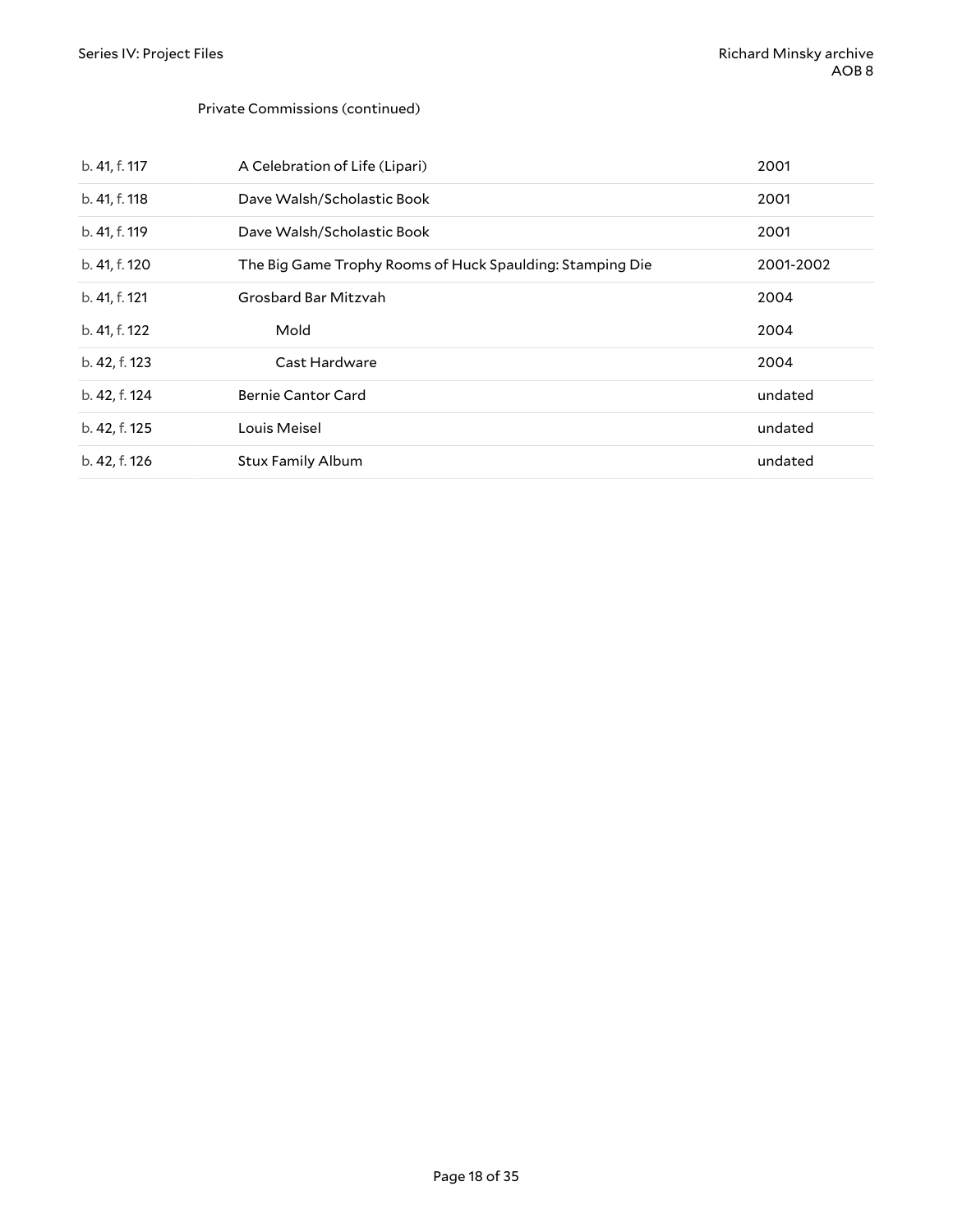Private Commissions (continued)

| | | |
|---|---|---|
| b. 41, f. 117 | A Celebration of Life (Lipari) | 2001 |
| b. 41, f. 118 | Dave Walsh/Scholastic Book | 2001 |
| b. 41, f. 119 | Dave Walsh/Scholastic Book | 2001 |
| b. 41, f. 120 | The Big Game Trophy Rooms of Huck Spaulding: Stamping Die | 2001-2002 |
| b. 41, f. 121 | Grosbard Bar Mitzvah | 2004 |
| b. 41, f. 122 | Mold | 2004 |
| b. 42, f. 123 | Cast Hardware | 2004 |
| b. 42, f. 124 | Bernie Cantor Card | undated |
| b. 42, f. 125 | Louis Meisel | undated |
| b. 42, f. 126 | Stux Family Album | undated |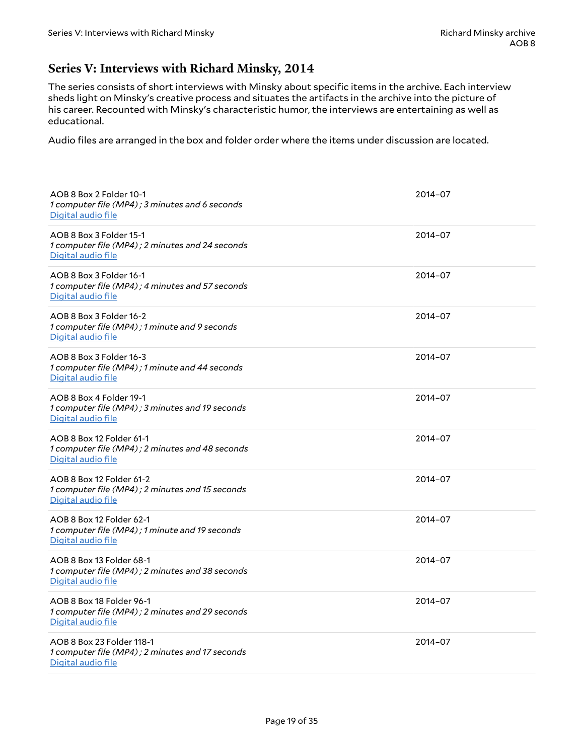## Series V: Interviews with Richard Minsky, 2014

The series consists of short interviews with Minsky about specific items in the archive. Each interview sheds light on Minsky's creative process and situates the artifacts in the archive into the picture of his career. Recounted with Minsky's characteristic humor, the interviews are entertaining as well as educational.

Audio files are arranged in the box and folder order where the items under discussion are located.

| | |
|---|---|
| AOB 8 Box 2 Folder 10-1<br>*1 computer file (MP4) ; 3 minutes and 6 seconds*<br>Digital audio file | 2014–07 |
| AOB 8 Box 3 Folder 15-1<br>*1 computer file (MP4) ; 2 minutes and 24 seconds*<br>Digital audio file | 2014–07 |
| AOB 8 Box 3 Folder 16-1<br>*1 computer file (MP4) ; 4 minutes and 57 seconds*<br>Digital audio file | 2014–07 |
| AOB 8 Box 3 Folder 16-2<br>*1 computer file (MP4) ; 1 minute and 9 seconds*<br>Digital audio file | 2014–07 |
| AOB 8 Box 3 Folder 16-3<br>*1 computer file (MP4) ; 1 minute and 44 seconds*<br>Digital audio file | 2014–07 |
| AOB 8 Box 4 Folder 19-1<br>*1 computer file (MP4) ; 3 minutes and 19 seconds*<br>Digital audio file | 2014–07 |
| AOB 8 Box 12 Folder 61-1<br>*1 computer file (MP4) ; 2 minutes and 48 seconds*<br>Digital audio file | 2014–07 |
| AOB 8 Box 12 Folder 61-2<br>*1 computer file (MP4) ; 2 minutes and 15 seconds*<br>Digital audio file | 2014–07 |
| AOB 8 Box 12 Folder 62-1<br>*1 computer file (MP4) ; 1 minute and 19 seconds*<br>Digital audio file | 2014–07 |
| AOB 8 Box 13 Folder 68-1<br>*1 computer file (MP4) ; 2 minutes and 38 seconds*<br>Digital audio file | 2014–07 |
| AOB 8 Box 18 Folder 96-1<br>*1 computer file (MP4) ; 2 minutes and 29 seconds*<br>Digital audio file | 2014–07 |
| AOB 8 Box 23 Folder 118-1<br>*1 computer file (MP4) ; 2 minutes and 17 seconds*<br>Digital audio file | 2014–07 |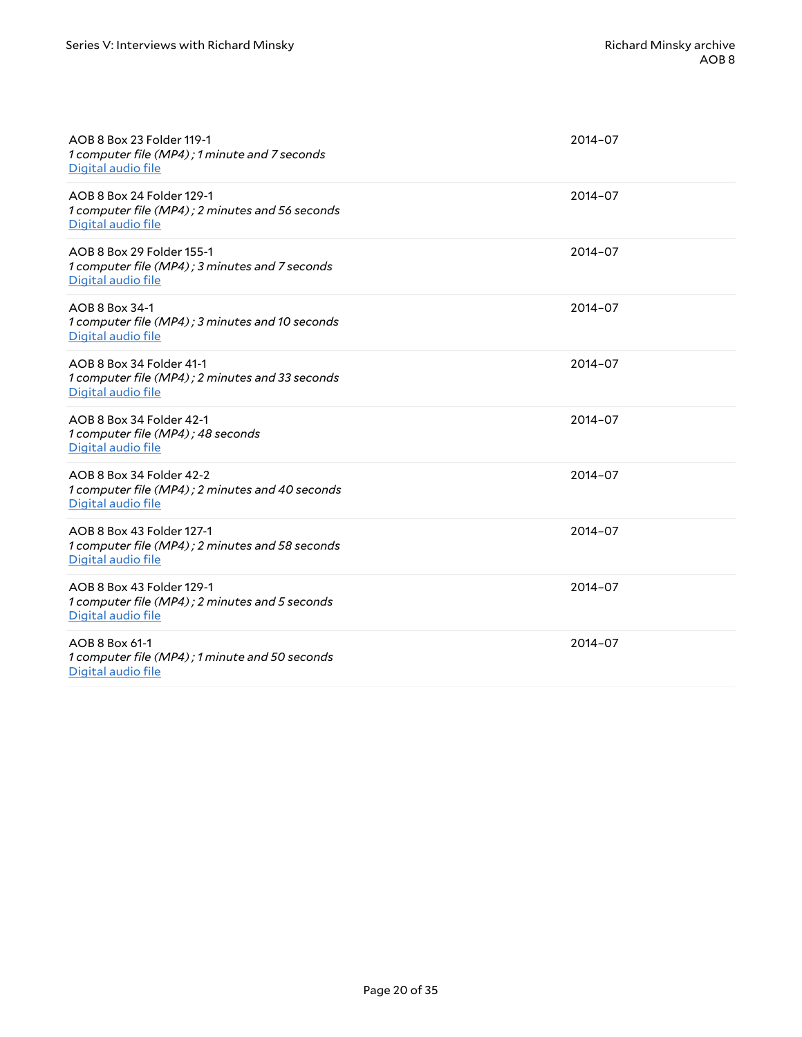AOB 8 Box 23 Folder 119-1
*1 computer file (MP4) ; 1 minute and 7 seconds*
Digital audio file
2014-07

AOB 8 Box 24 Folder 129-1
*1 computer file (MP4) ; 2 minutes and 56 seconds*
Digital audio file
2014-07

AOB 8 Box 29 Folder 155-1
*1 computer file (MP4) ; 3 minutes and 7 seconds*
Digital audio file
2014-07

AOB 8 Box 34-1
*1 computer file (MP4) ; 3 minutes and 10 seconds*
Digital audio file
2014-07

AOB 8 Box 34 Folder 41-1
*1 computer file (MP4) ; 2 minutes and 33 seconds*
Digital audio file
2014-07

AOB 8 Box 34 Folder 42-1
*1 computer file (MP4) ; 48 seconds*
Digital audio file
2014-07

AOB 8 Box 34 Folder 42-2
*1 computer file (MP4) ; 2 minutes and 40 seconds*
Digital audio file
2014-07

AOB 8 Box 43 Folder 127-1
*1 computer file (MP4) ; 2 minutes and 58 seconds*
Digital audio file
2014-07

AOB 8 Box 43 Folder 129-1
*1 computer file (MP4) ; 2 minutes and 5 seconds*
Digital audio file
2014-07

AOB 8 Box 61-1
*1 computer file (MP4) ; 1 minute and 50 seconds*
Digital audio file
2014-07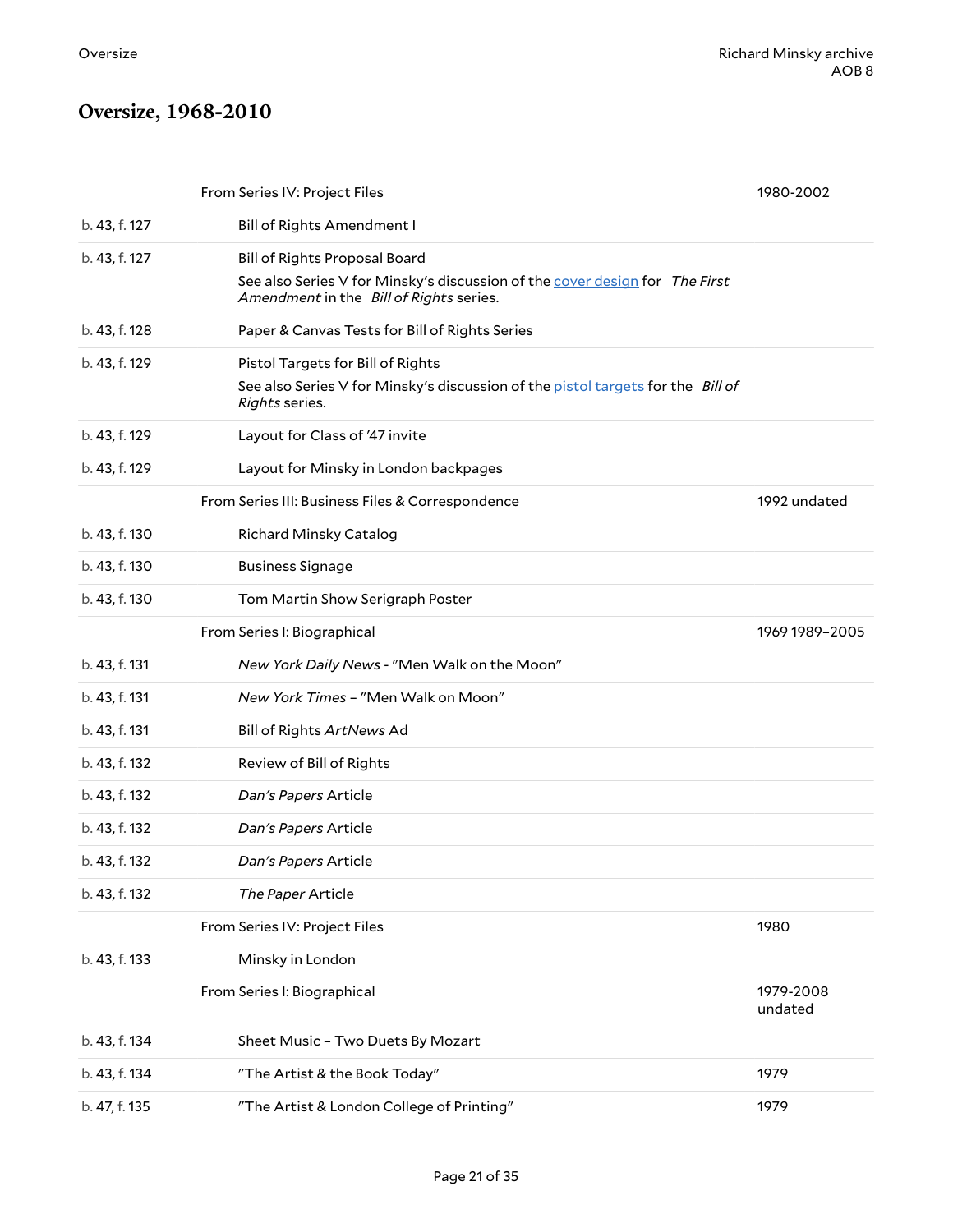## Oversize, 1968-2010

| | | |
|---|---|---|
| | From Series IV: Project Files | 1980-2002 |
| b. 43, f. 127 | Bill of Rights Amendment I | |
| b. 43, f. 127 | Bill of Rights Proposal Board<br>See also Series V for Minsky's discussion of the cover design for *The First Amendment* in the *Bill of Rights* series. | |
| b. 43, f. 128 | Paper & Canvas Tests for Bill of Rights Series | |
| b. 43, f. 129 | Pistol Targets for Bill of Rights<br>See also Series V for Minsky's discussion of the pistol targets for the *Bill of Rights* series. | |
| b. 43, f. 129 | Layout for Class of '47 invite | |
| b. 43, f. 129 | Layout for Minsky in London backpages | |
| | From Series III: Business Files & Correspondence | 1992 undated |
| b. 43, f. 130 | Richard Minsky Catalog | |
| b. 43, f. 130 | Business Signage | |
| b. 43, f. 130 | Tom Martin Show Serigraph Poster | |
| | From Series I: Biographical | 1969 1989–2005 |
| b. 43, f. 131 | *New York Daily News* - "Men Walk on the Moon" | |
| b. 43, f. 131 | *New York Times* – "Men Walk on Moon" | |
| b. 43, f. 131 | Bill of Rights *ArtNews* Ad | |
| b. 43, f. 132 | Review of Bill of Rights | |
| b. 43, f. 132 | *Dan's Papers* Article | |
| b. 43, f. 132 | *Dan's Papers* Article | |
| b. 43, f. 132 | *Dan's Papers* Article | |
| b. 43, f. 132 | *The Paper* Article | |
| | From Series IV: Project Files | 1980 |
| b. 43, f. 133 | Minsky in London | |
| | From Series I: Biographical | 1979-2008 undated |
| b. 43, f. 134 | Sheet Music – Two Duets By Mozart | |
| b. 43, f. 134 | "The Artist & the Book Today" | 1979 |
| b. 47, f. 135 | "The Artist & London College of Printing" | 1979 |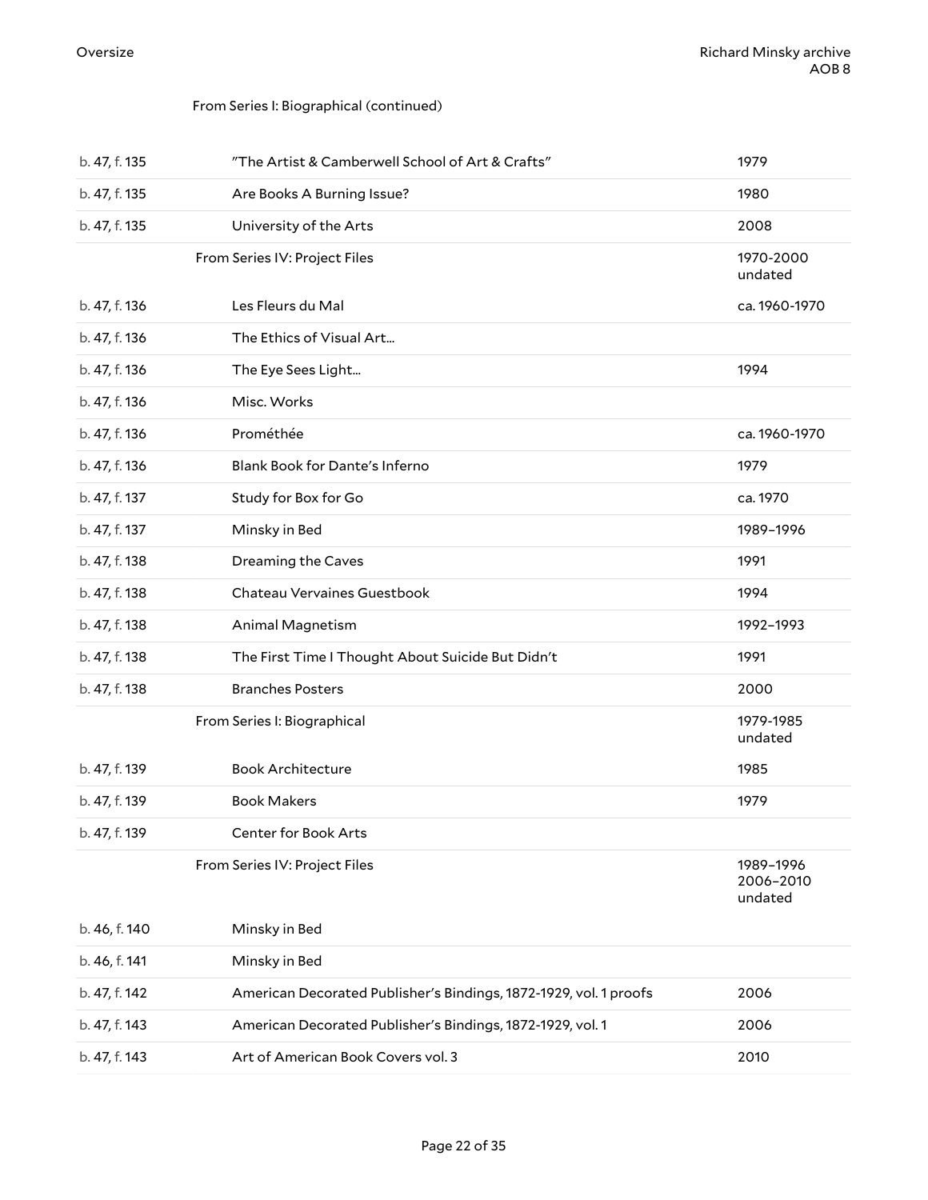From Series I: Biographical (continued)

| | | |
|---|---|---|
| b. 47, f. 135 | "The Artist & Camberwell School of Art & Crafts" | 1979 |
| b. 47, f. 135 | Are Books A Burning Issue? | 1980 |
| b. 47, f. 135 | University of the Arts | 2008 |
| | From Series IV: Project Files | 1970-2000 undated |
| b. 47, f. 136 | Les Fleurs du Mal | ca. 1960-1970 |
| b. 47, f. 136 | The Ethics of Visual Art... | |
| b. 47, f. 136 | The Eye Sees Light... | 1994 |
| b. 47, f. 136 | Misc. Works | |
| b. 47, f. 136 | Prométhée | ca. 1960-1970 |
| b. 47, f. 136 | Blank Book for Dante's Inferno | 1979 |
| b. 47, f. 137 | Study for Box for Go | ca. 1970 |
| b. 47, f. 137 | Minsky in Bed | 1989–1996 |
| b. 47, f. 138 | Dreaming the Caves | 1991 |
| b. 47, f. 138 | Chateau Vervaines Guestbook | 1994 |
| b. 47, f. 138 | Animal Magnetism | 1992–1993 |
| b. 47, f. 138 | The First Time I Thought About Suicide But Didn't | 1991 |
| b. 47, f. 138 | Branches Posters | 2000 |
| | From Series I: Biographical | 1979-1985 undated |
| b. 47, f. 139 | Book Architecture | 1985 |
| b. 47, f. 139 | Book Makers | 1979 |
| b. 47, f. 139 | Center for Book Arts | |
| | From Series IV: Project Files | 1989–1996 2006–2010 undated |
| b. 46, f. 140 | Minsky in Bed | |
| b. 46, f. 141 | Minsky in Bed | |
| b. 47, f. 142 | American Decorated Publisher's Bindings, 1872-1929, vol. 1 proofs | 2006 |
| b. 47, f. 143 | American Decorated Publisher's Bindings, 1872-1929, vol. 1 | 2006 |
| b. 47, f. 143 | Art of American Book Covers vol. 3 | 2010 |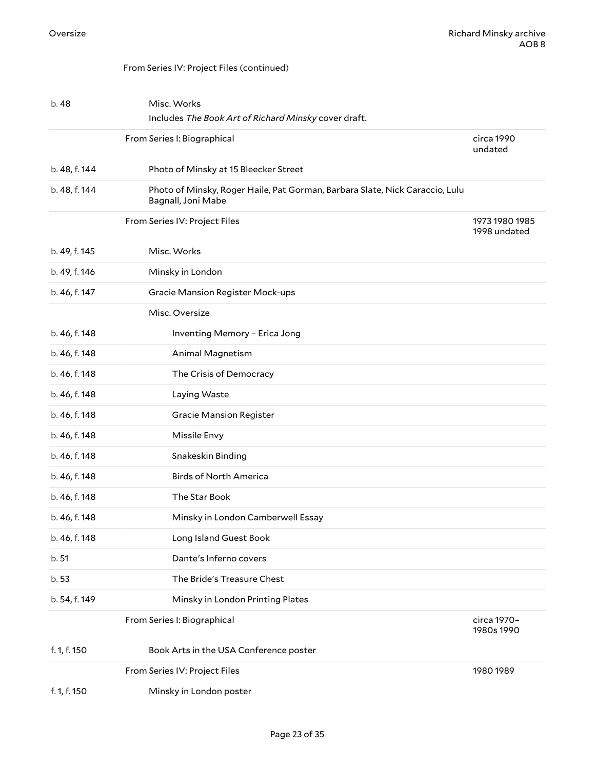From Series IV: Project Files (continued)

| | | |
|---|---|---|
| b. 48 | Misc. Works<br>Includes *The Book Art of Richard Minsky* cover draft. | |
| | From Series I: Biographical | circa 1990 undated |
| b. 48, f. 144 | Photo of Minsky at 15 Bleecker Street | |
| b. 48, f. 144 | Photo of Minsky, Roger Haile, Pat Gorman, Barbara Slate, Nick Caraccio, Lulu Bagnall, Joni Mabe | |
| | From Series IV: Project Files | 1973 1980 1985 1998 undated |
| b. 49, f. 145 | Misc. Works | |
| b. 49, f. 146 | Minsky in London | |
| b. 46, f. 147 | Gracie Mansion Register Mock-ups | |
| | Misc. Oversize | |
| b. 46, f. 148 | Inventing Memory – Erica Jong | |
| b. 46, f. 148 | Animal Magnetism | |
| b. 46, f. 148 | The Crisis of Democracy | |
| b. 46, f. 148 | Laying Waste | |
| b. 46, f. 148 | Gracie Mansion Register | |
| b. 46, f. 148 | Missile Envy | |
| b. 46, f. 148 | Snakeskin Binding | |
| b. 46, f. 148 | Birds of North America | |
| b. 46, f. 148 | The Star Book | |
| b. 46, f. 148 | Minsky in London Camberwell Essay | |
| b. 46, f. 148 | Long Island Guest Book | |
| b. 51 | Dante's Inferno covers | |
| b. 53 | The Bride's Treasure Chest | |
| b. 54, f. 149 | Minsky in London Printing Plates | |
| | From Series I: Biographical | circa 1970–1980s 1990 |
| f. 1, f. 150 | Book Arts in the USA Conference poster | |
| | From Series IV: Project Files | 1980 1989 |
| f. 1, f. 150 | Minsky in London poster | |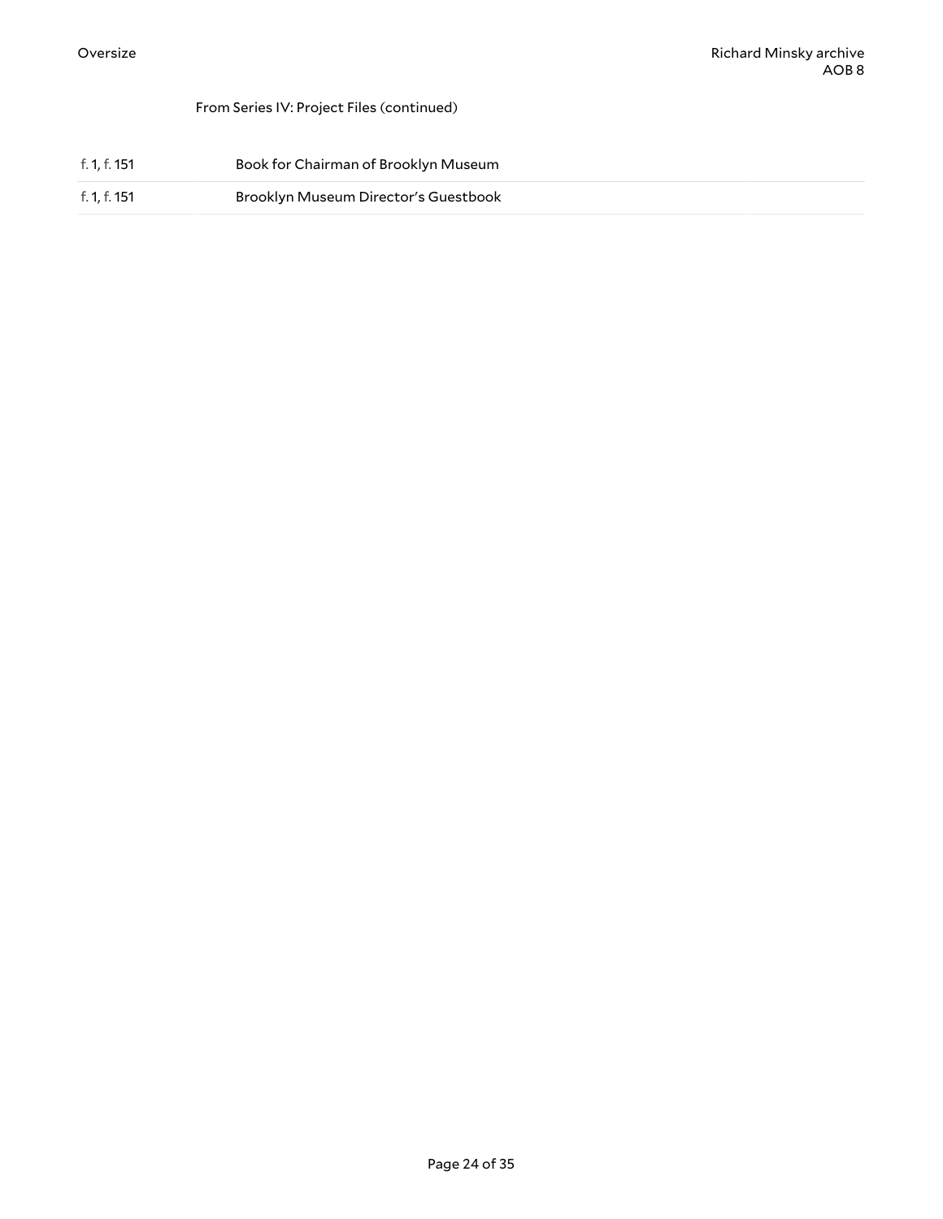From Series IV: Project Files (continued)

| | |
|---|---|
| f. 1, f. 151 | Book for Chairman of Brooklyn Museum |
| f. 1, f. 151 | Brooklyn Museum Director's Guestbook |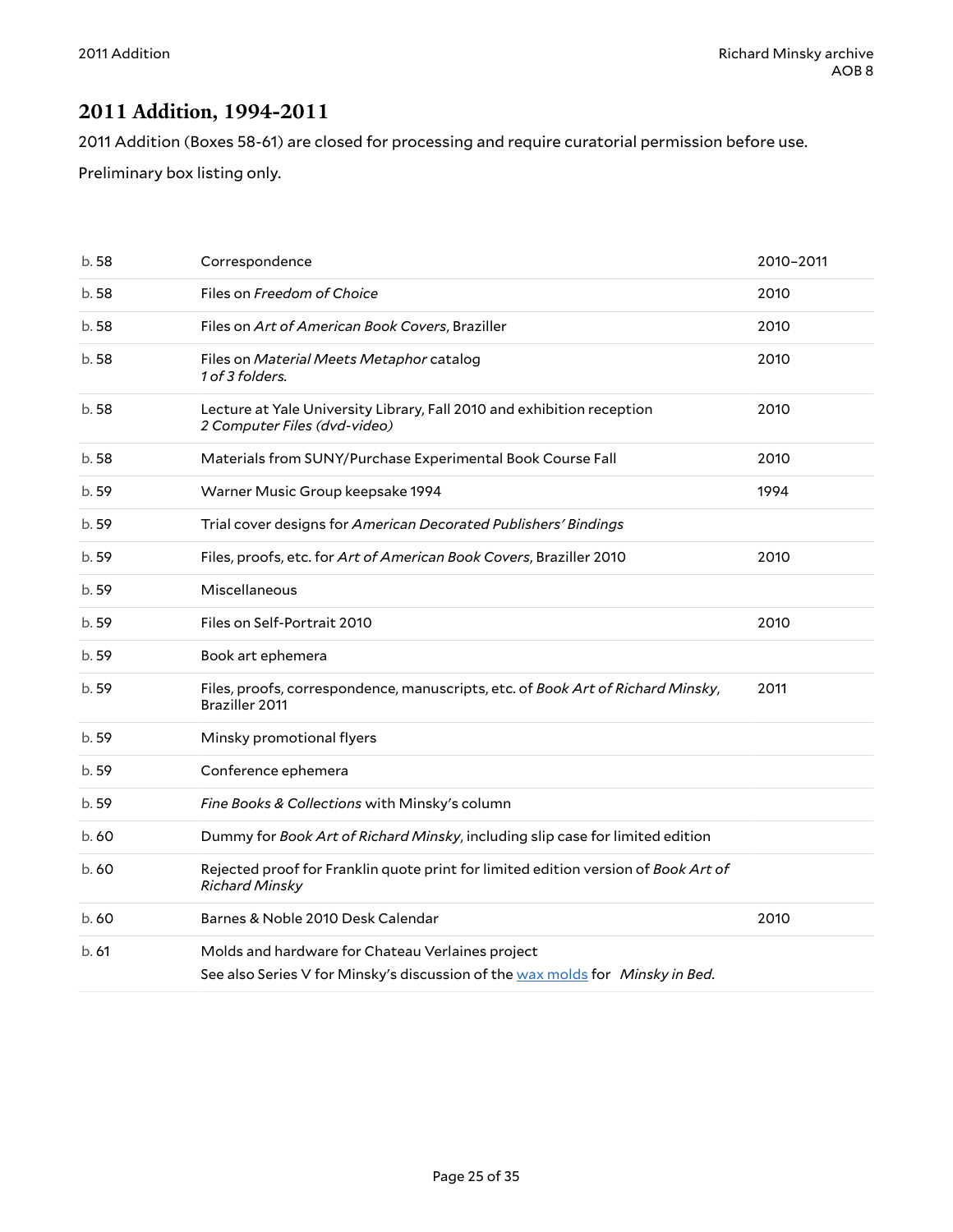## 2011 Addition, 1994-2011

2011 Addition (Boxes 58-61) are closed for processing and require curatorial permission before use.

Preliminary box listing only.

| | | |
|---|---|---|
| b. 58 | Correspondence | 2010–2011 |
| b. 58 | Files on *Freedom of Choice* | 2010 |
| b. 58 | Files on *Art of American Book Covers*, Braziller | 2010 |
| b. 58 | Files on *Material Meets Metaphor* catalog<br>*1 of 3 folders.* | 2010 |
| b. 58 | Lecture at Yale University Library, Fall 2010 and exhibition reception<br>*2 Computer Files (dvd-video)* | 2010 |
| b. 58 | Materials from SUNY/Purchase Experimental Book Course Fall | 2010 |
| b. 59 | Warner Music Group keepsake 1994 | 1994 |
| b. 59 | Trial cover designs for *American Decorated Publishers' Bindings* | |
| b. 59 | Files, proofs, etc. for *Art of American Book Covers*, Braziller 2010 | 2010 |
| b. 59 | Miscellaneous | |
| b. 59 | Files on Self-Portrait 2010 | 2010 |
| b. 59 | Book art ephemera | |
| b. 59 | Files, proofs, correspondence, manuscripts, etc. of *Book Art of Richard Minsky*, Braziller 2011 | 2011 |
| b. 59 | Minsky promotional flyers | |
| b. 59 | Conference ephemera | |
| b. 59 | *Fine Books & Collections* with Minsky's column | |
| b. 60 | Dummy for *Book Art of Richard Minsky*, including slip case for limited edition | |
| b. 60 | Rejected proof for Franklin quote print for limited edition version of *Book Art of Richard Minsky* | |
| b. 60 | Barnes & Noble 2010 Desk Calendar | 2010 |
| b. 61 | Molds and hardware for Chateau Verlaines project<br>See also Series V for Minsky's discussion of the wax molds for *Minsky in Bed*. | |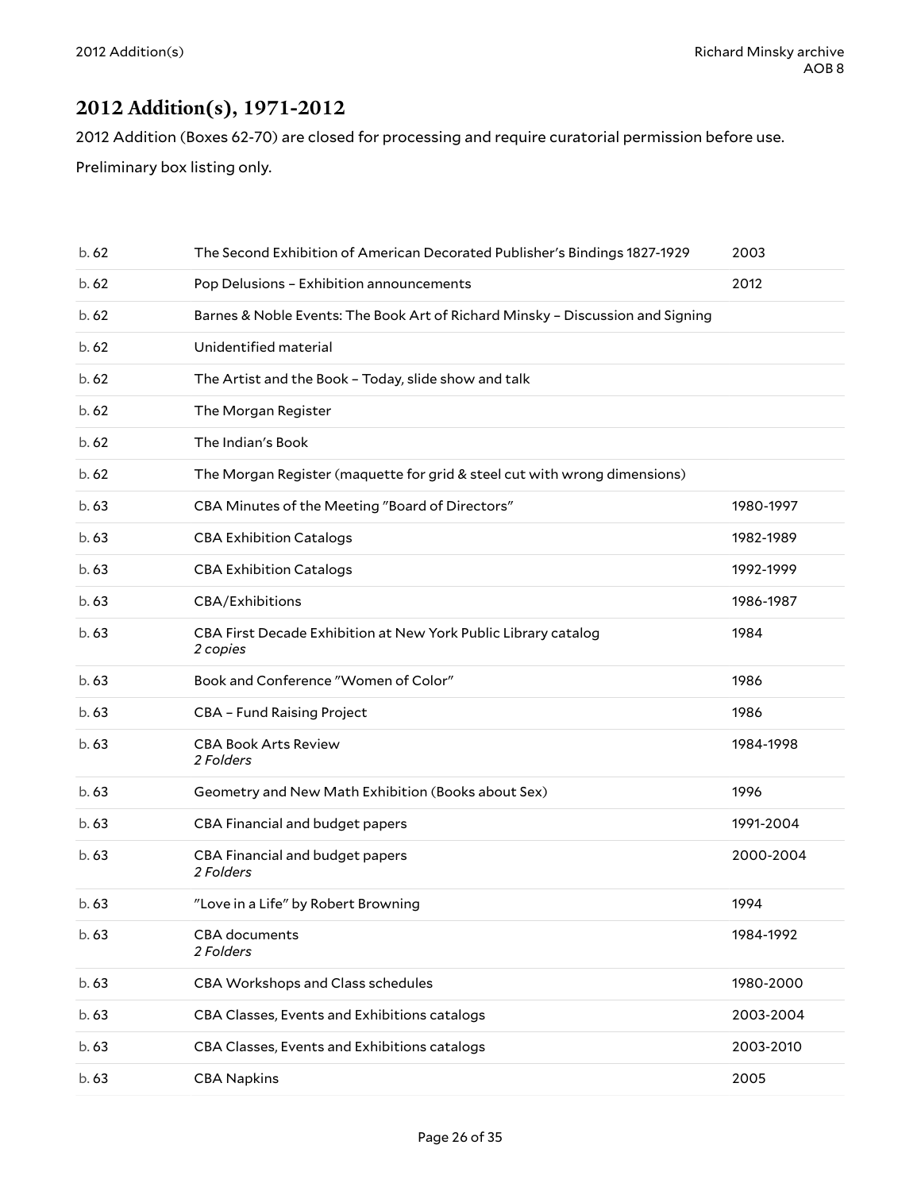## 2012 Addition(s), 1971-2012

2012 Addition (Boxes 62-70) are closed for processing and require curatorial permission before use.

Preliminary box listing only.

| | | |
|---|---|---|
| b. 62 | The Second Exhibition of American Decorated Publisher's Bindings 1827-1929 | 2003 |
| b. 62 | Pop Delusions – Exhibition announcements | 2012 |
| b. 62 | Barnes & Noble Events: The Book Art of Richard Minsky – Discussion and Signing | |
| b. 62 | Unidentified material | |
| b. 62 | The Artist and the Book – Today, slide show and talk | |
| b. 62 | The Morgan Register | |
| b. 62 | The Indian's Book | |
| b. 62 | The Morgan Register (maquette for grid & steel cut with wrong dimensions) | |
| b. 63 | CBA Minutes of the Meeting "Board of Directors" | 1980-1997 |
| b. 63 | CBA Exhibition Catalogs | 1982-1989 |
| b. 63 | CBA Exhibition Catalogs | 1992-1999 |
| b. 63 | CBA/Exhibitions | 1986-1987 |
| b. 63 | CBA First Decade Exhibition at New York Public Library catalog *2 copies* | 1984 |
| b. 63 | Book and Conference "Women of Color" | 1986 |
| b. 63 | CBA – Fund Raising Project | 1986 |
| b. 63 | CBA Book Arts Review *2 Folders* | 1984-1998 |
| b. 63 | Geometry and New Math Exhibition (Books about Sex) | 1996 |
| b. 63 | CBA Financial and budget papers | 1991-2004 |
| b. 63 | CBA Financial and budget papers *2 Folders* | 2000-2004 |
| b. 63 | "Love in a Life" by Robert Browning | 1994 |
| b. 63 | CBA documents *2 Folders* | 1984-1992 |
| b. 63 | CBA Workshops and Class schedules | 1980-2000 |
| b. 63 | CBA Classes, Events and Exhibitions catalogs | 2003-2004 |
| b. 63 | CBA Classes, Events and Exhibitions catalogs | 2003-2010 |
| b. 63 | CBA Napkins | 2005 |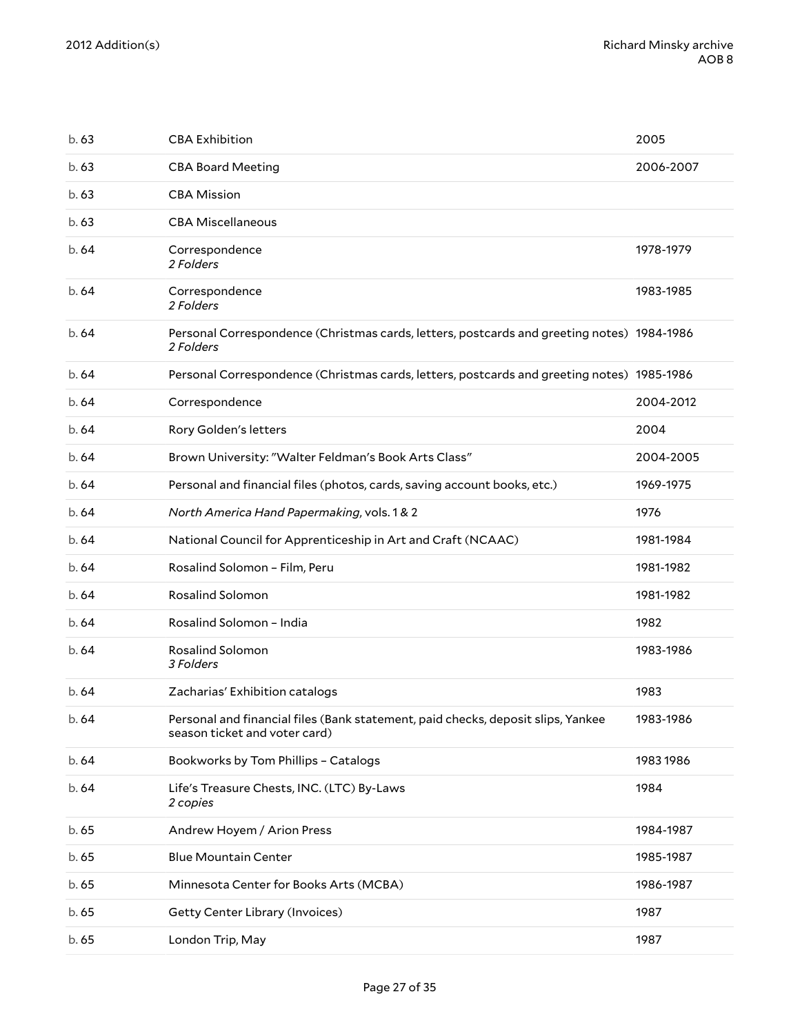| | | |
|---|---|---|
| b. 63 | CBA Exhibition | 2005 |
| b. 63 | CBA Board Meeting | 2006-2007 |
| b. 63 | CBA Mission | |
| b. 63 | CBA Miscellaneous | |
| b. 64 | Correspondence<br>*2 Folders* | 1978-1979 |
| b. 64 | Correspondence<br>*2 Folders* | 1983-1985 |
| b. 64 | Personal Correspondence (Christmas cards, letters, postcards and greeting notes)<br>*2 Folders* | 1984-1986 |
| b. 64 | Personal Correspondence (Christmas cards, letters, postcards and greeting notes) | 1985-1986 |
| b. 64 | Correspondence | 2004-2012 |
| b. 64 | Rory Golden's letters | 2004 |
| b. 64 | Brown University: "Walter Feldman's Book Arts Class" | 2004-2005 |
| b. 64 | Personal and financial files (photos, cards, saving account books, etc.) | 1969-1975 |
| b. 64 | *North America Hand Papermaking*, vols. 1 & 2 | 1976 |
| b. 64 | National Council for Apprenticeship in Art and Craft (NCAAC) | 1981-1984 |
| b. 64 | Rosalind Solomon – Film, Peru | 1981-1982 |
| b. 64 | Rosalind Solomon | 1981-1982 |
| b. 64 | Rosalind Solomon – India | 1982 |
| b. 64 | Rosalind Solomon<br>*3 Folders* | 1983-1986 |
| b. 64 | Zacharias' Exhibition catalogs | 1983 |
| b. 64 | Personal and financial files (Bank statement, paid checks, deposit slips, Yankee season ticket and voter card) | 1983-1986 |
| b. 64 | Bookworks by Tom Phillips – Catalogs | 1983 1986 |
| b. 64 | Life's Treasure Chests, INC. (LTC) By-Laws<br>*2 copies* | 1984 |
| b. 65 | Andrew Hoyem / Arion Press | 1984-1987 |
| b. 65 | Blue Mountain Center | 1985-1987 |
| b. 65 | Minnesota Center for Books Arts (MCBA) | 1986-1987 |
| b. 65 | Getty Center Library (Invoices) | 1987 |
| b. 65 | London Trip, May | 1987 |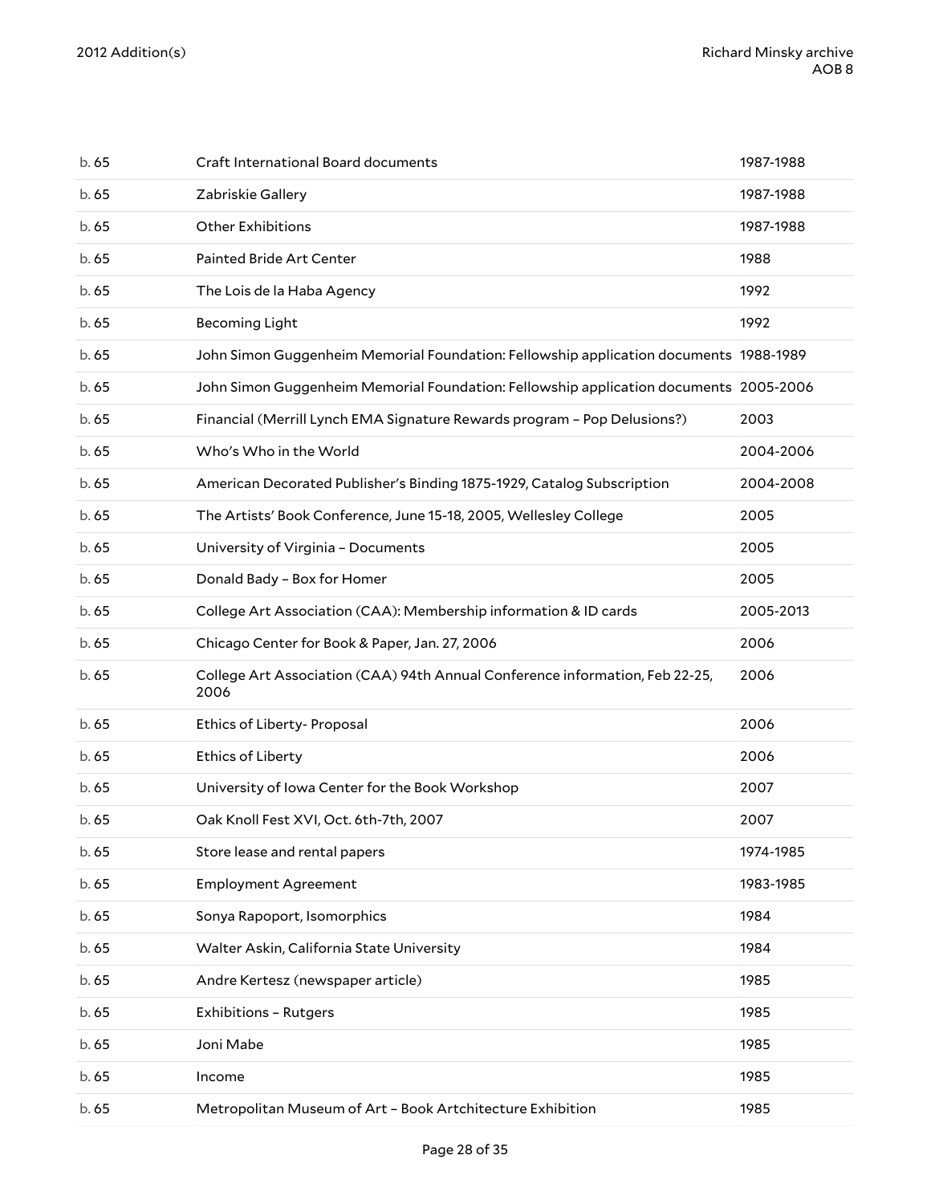| | | |
|---|---|---|
| b. 65 | Craft International Board documents | 1987-1988 |
| b. 65 | Zabriskie Gallery | 1987-1988 |
| b. 65 | Other Exhibitions | 1987-1988 |
| b. 65 | Painted Bride Art Center | 1988 |
| b. 65 | The Lois de la Haba Agency | 1992 |
| b. 65 | Becoming Light | 1992 |
| b. 65 | John Simon Guggenheim Memorial Foundation: Fellowship application documents | 1988-1989 |
| b. 65 | John Simon Guggenheim Memorial Foundation: Fellowship application documents | 2005-2006 |
| b. 65 | Financial (Merrill Lynch EMA Signature Rewards program – Pop Delusions?) | 2003 |
| b. 65 | Who's Who in the World | 2004-2006 |
| b. 65 | American Decorated Publisher's Binding 1875-1929, Catalog Subscription | 2004-2008 |
| b. 65 | The Artists' Book Conference, June 15-18, 2005, Wellesley College | 2005 |
| b. 65 | University of Virginia – Documents | 2005 |
| b. 65 | Donald Bady – Box for Homer | 2005 |
| b. 65 | College Art Association (CAA): Membership information & ID cards | 2005-2013 |
| b. 65 | Chicago Center for Book & Paper, Jan. 27, 2006 | 2006 |
| b. 65 | College Art Association (CAA) 94th Annual Conference information, Feb 22-25, 2006 | 2006 |
| b. 65 | Ethics of Liberty- Proposal | 2006 |
| b. 65 | Ethics of Liberty | 2006 |
| b. 65 | University of Iowa Center for the Book Workshop | 2007 |
| b. 65 | Oak Knoll Fest XVI, Oct. 6th-7th, 2007 | 2007 |
| b. 65 | Store lease and rental papers | 1974-1985 |
| b. 65 | Employment Agreement | 1983-1985 |
| b. 65 | Sonya Rapoport, Isomorphics | 1984 |
| b. 65 | Walter Askin, California State University | 1984 |
| b. 65 | Andre Kertesz (newspaper article) | 1985 |
| b. 65 | Exhibitions – Rutgers | 1985 |
| b. 65 | Joni Mabe | 1985 |
| b. 65 | Income | 1985 |
| b. 65 | Metropolitan Museum of Art – Book Artchitecture Exhibition | 1985 |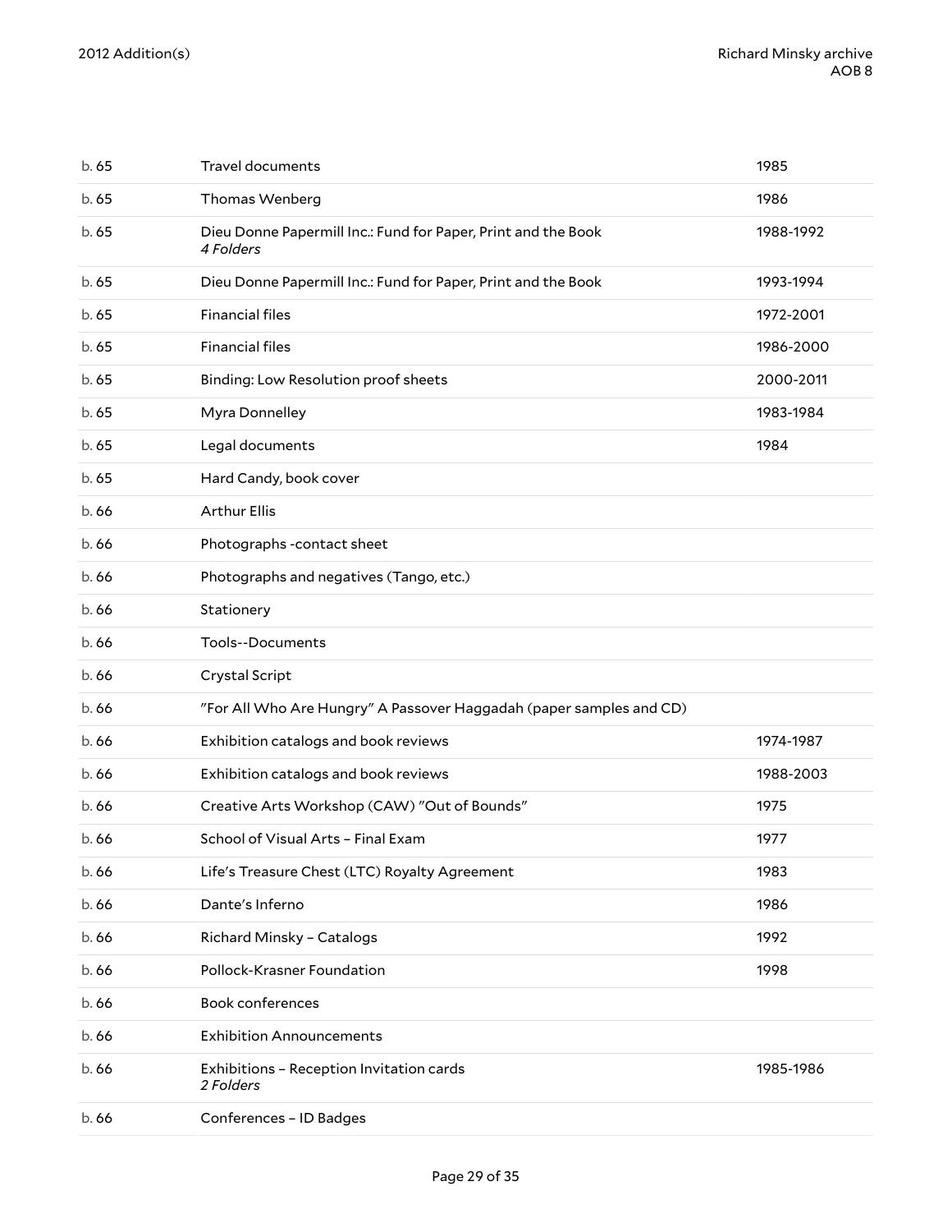| | | |
|---|---|---|
| b. 65 | Travel documents | 1985 |
| b. 65 | Thomas Wenberg | 1986 |
| b. 65 | Dieu Donne Papermill Inc.: Fund for Paper, Print and the Book<br>*4 Folders* | 1988-1992 |
| b. 65 | Dieu Donne Papermill Inc.: Fund for Paper, Print and the Book | 1993-1994 |
| b. 65 | Financial files | 1972-2001 |
| b. 65 | Financial files | 1986-2000 |
| b. 65 | Binding: Low Resolution proof sheets | 2000-2011 |
| b. 65 | Myra Donnelley | 1983-1984 |
| b. 65 | Legal documents | 1984 |
| b. 65 | Hard Candy, book cover | |
| b. 66 | Arthur Ellis | |
| b. 66 | Photographs -contact sheet | |
| b. 66 | Photographs and negatives (Tango, etc.) | |
| b. 66 | Stationery | |
| b. 66 | Tools--Documents | |
| b. 66 | Crystal Script | |
| b. 66 | "For All Who Are Hungry" A Passover Haggadah (paper samples and CD) | |
| b. 66 | Exhibition catalogs and book reviews | 1974-1987 |
| b. 66 | Exhibition catalogs and book reviews | 1988-2003 |
| b. 66 | Creative Arts Workshop (CAW) "Out of Bounds" | 1975 |
| b. 66 | School of Visual Arts – Final Exam | 1977 |
| b. 66 | Life's Treasure Chest (LTC) Royalty Agreement | 1983 |
| b. 66 | Dante's Inferno | 1986 |
| b. 66 | Richard Minsky – Catalogs | 1992 |
| b. 66 | Pollock-Krasner Foundation | 1998 |
| b. 66 | Book conferences | |
| b. 66 | Exhibition Announcements | |
| b. 66 | Exhibitions – Reception Invitation cards<br>*2 Folders* | 1985-1986 |
| b. 66 | Conferences – ID Badges | |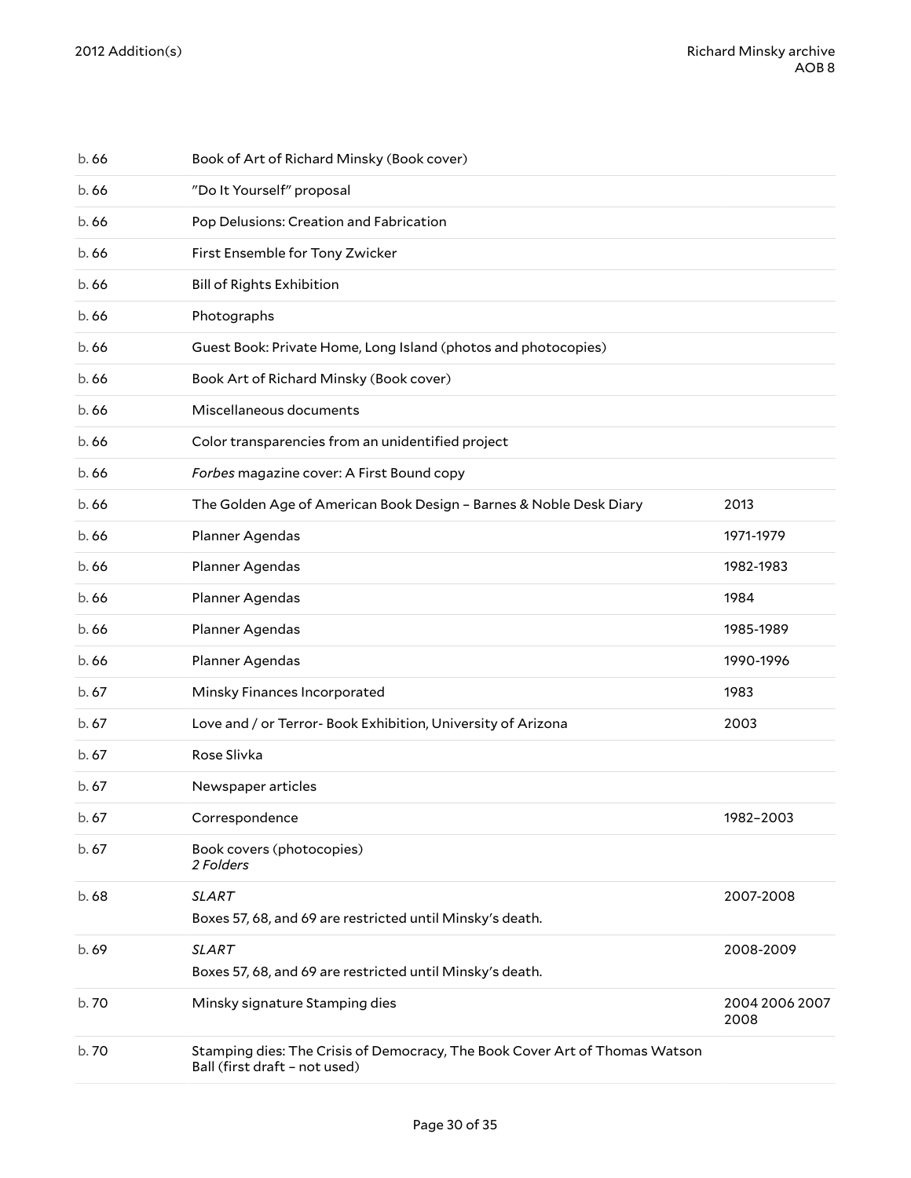| | | |
|---|---|---|
| b. 66 | Book of Art of Richard Minsky (Book cover) | |
| b. 66 | "Do It Yourself" proposal | |
| b. 66 | Pop Delusions: Creation and Fabrication | |
| b. 66 | First Ensemble for Tony Zwicker | |
| b. 66 | Bill of Rights Exhibition | |
| b. 66 | Photographs | |
| b. 66 | Guest Book: Private Home, Long Island (photos and photocopies) | |
| b. 66 | Book Art of Richard Minsky (Book cover) | |
| b. 66 | Miscellaneous documents | |
| b. 66 | Color transparencies from an unidentified project | |
| b. 66 | *Forbes* magazine cover: A First Bound copy | |
| b. 66 | The Golden Age of American Book Design – Barnes & Noble Desk Diary | 2013 |
| b. 66 | Planner Agendas | 1971-1979 |
| b. 66 | Planner Agendas | 1982-1983 |
| b. 66 | Planner Agendas | 1984 |
| b. 66 | Planner Agendas | 1985-1989 |
| b. 66 | Planner Agendas | 1990-1996 |
| b. 67 | Minsky Finances Incorporated | 1983 |
| b. 67 | Love and / or Terror- Book Exhibition, University of Arizona | 2003 |
| b. 67 | Rose Slivka | |
| b. 67 | Newspaper articles | |
| b. 67 | Correspondence | 1982–2003 |
| b. 67 | Book covers (photocopies)<br>*2 Folders* | |
| b. 68 | *SLART*<br>Boxes 57, 68, and 69 are restricted until Minsky's death. | 2007-2008 |
| b. 69 | *SLART*<br>Boxes 57, 68, and 69 are restricted until Minsky's death. | 2008-2009 |
| b. 70 | Minsky signature Stamping dies | 2004 2006 2007 2008 |
| b. 70 | Stamping dies: The Crisis of Democracy, The Book Cover Art of Thomas Watson Ball (first draft – not used) | |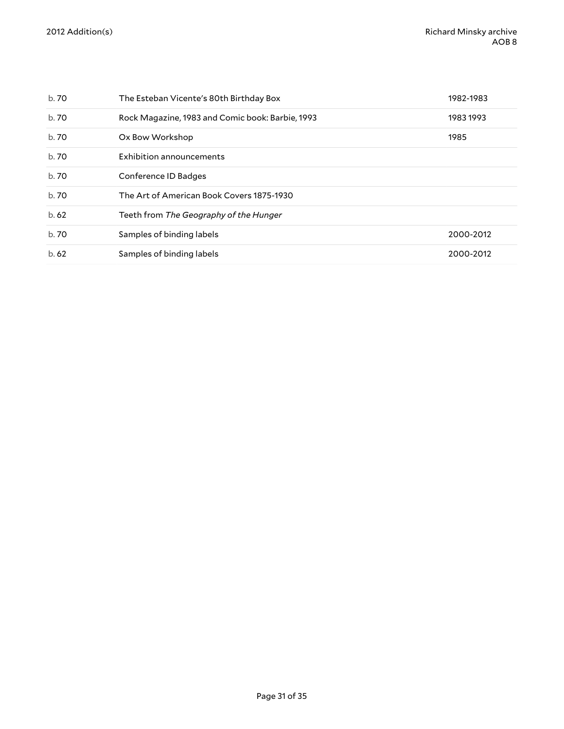| | | |
|---|---|---|
| b. 70 | The Esteban Vicente's 80th Birthday Box | 1982-1983 |
| b. 70 | Rock Magazine, 1983 and Comic book: Barbie, 1993 | 1983 1993 |
| b. 70 | Ox Bow Workshop | 1985 |
| b. 70 | Exhibition announcements | |
| b. 70 | Conference ID Badges | |
| b. 70 | The Art of American Book Covers 1875-1930 | |
| b. 62 | Teeth from *The Geography of the Hunger* | |
| b. 70 | Samples of binding labels | 2000-2012 |
| b. 62 | Samples of binding labels | 2000-2012 |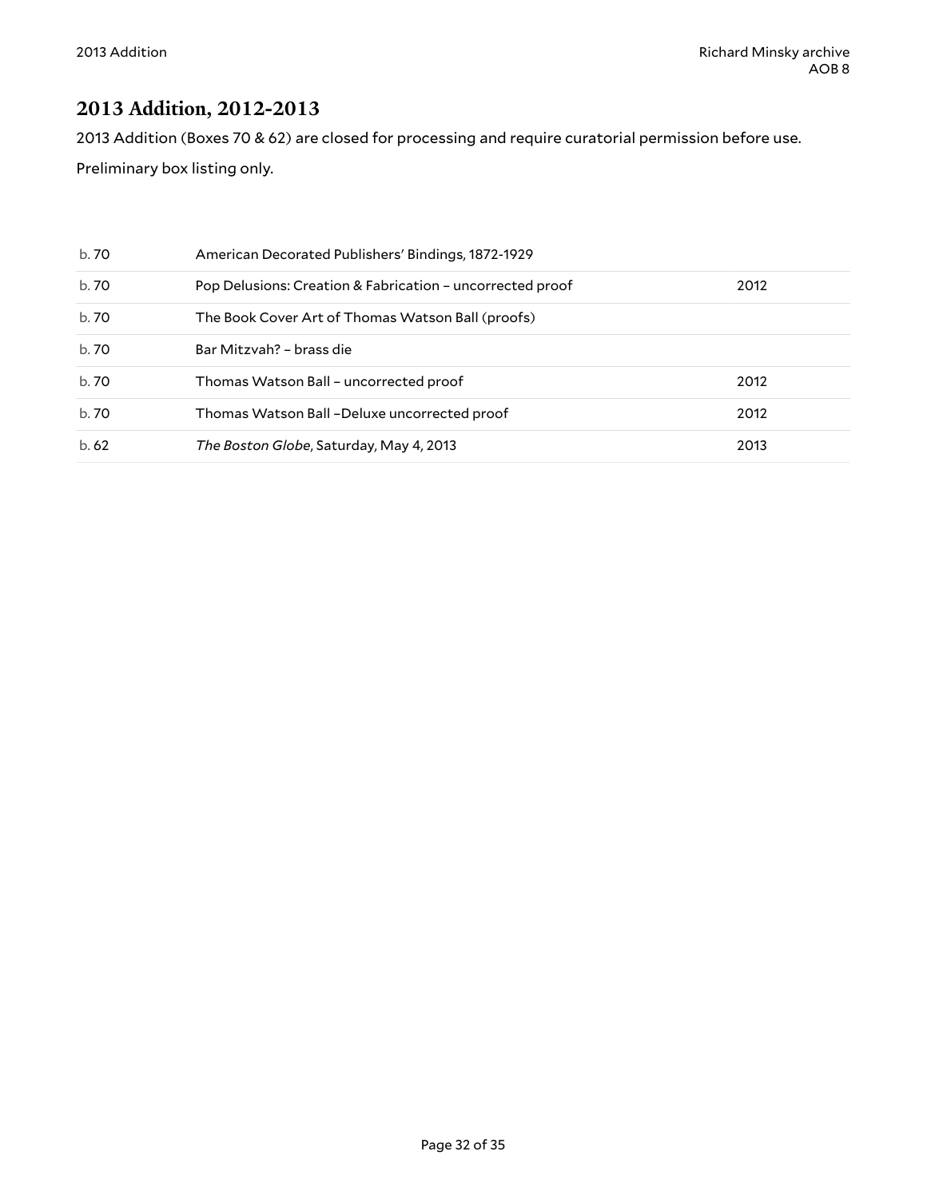## 2013 Addition, 2012-2013

2013 Addition (Boxes 70 & 62) are closed for processing and require curatorial permission before use.

Preliminary box listing only.

| | | |
|---|---|---|
| b. 70 | American Decorated Publishers' Bindings, 1872-1929 | |
| b. 70 | Pop Delusions: Creation & Fabrication – uncorrected proof | 2012 |
| b. 70 | The Book Cover Art of Thomas Watson Ball (proofs) | |
| b. 70 | Bar Mitzvah? – brass die | |
| b. 70 | Thomas Watson Ball – uncorrected proof | 2012 |
| b. 70 | Thomas Watson Ball –Deluxe uncorrected proof | 2012 |
| b. 62 | *The Boston Globe*, Saturday, May 4, 2013 | 2013 |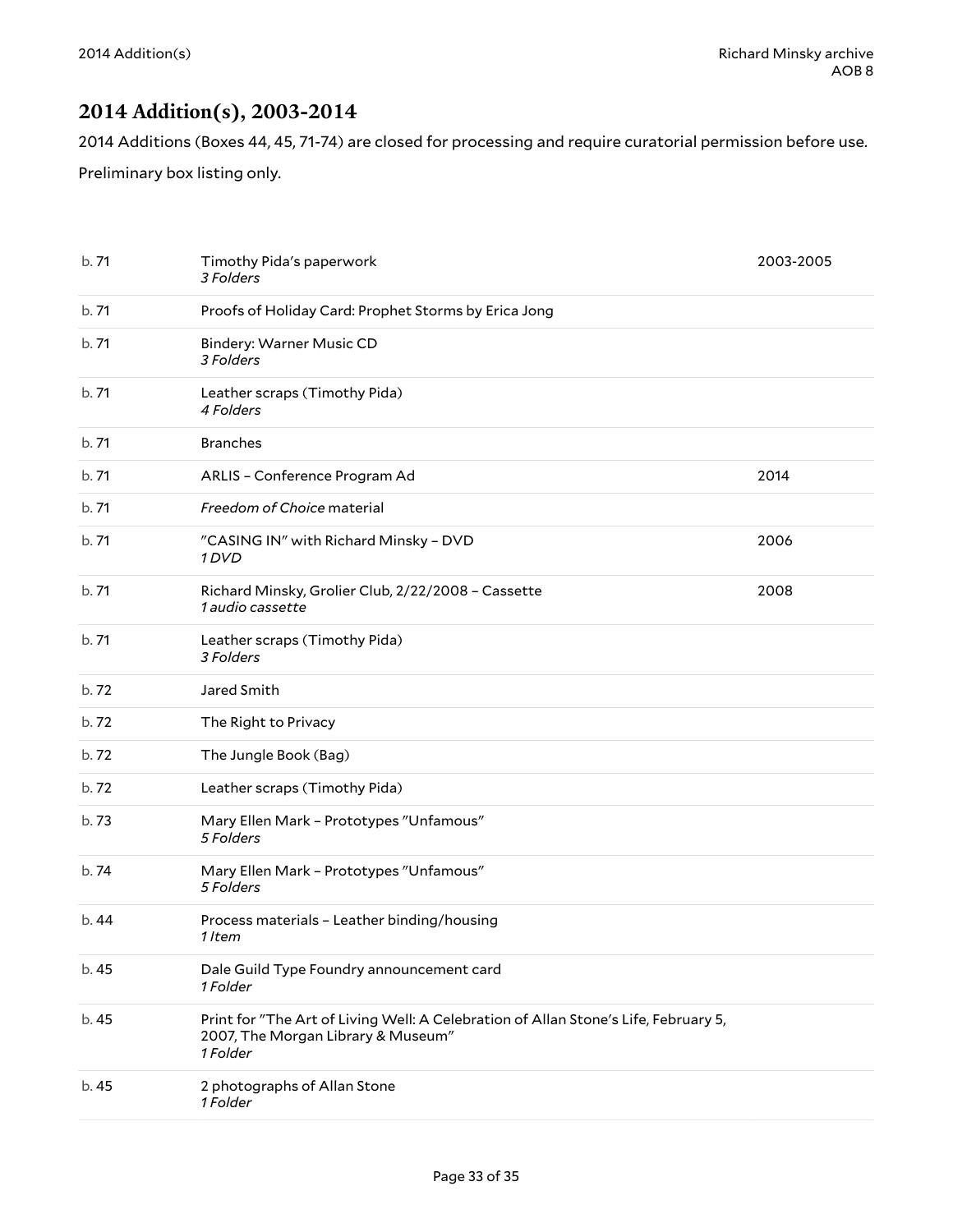## 2014 Addition(s), 2003-2014

2014 Additions (Boxes 44, 45, 71-74) are closed for processing and require curatorial permission before use.

Preliminary box listing only.

| | | |
|---|---|---|
| b. 71 | Timothy Pida's paperwork<br>*3 Folders* | 2003-2005 |
| b. 71 | Proofs of Holiday Card: Prophet Storms by Erica Jong | |
| b. 71 | Bindery: Warner Music CD<br>*3 Folders* | |
| b. 71 | Leather scraps (Timothy Pida)<br>*4 Folders* | |
| b. 71 | Branches | |
| b. 71 | ARLIS – Conference Program Ad | 2014 |
| b. 71 | *Freedom of Choice* material | |
| b. 71 | "CASING IN" with Richard Minsky – DVD<br>*1 DVD* | 2006 |
| b. 71 | Richard Minsky, Grolier Club, 2/22/2008 – Cassette<br>*1 audio cassette* | 2008 |
| b. 71 | Leather scraps (Timothy Pida)<br>*3 Folders* | |
| b. 72 | Jared Smith | |
| b. 72 | The Right to Privacy | |
| b. 72 | The Jungle Book (Bag) | |
| b. 72 | Leather scraps (Timothy Pida) | |
| b. 73 | Mary Ellen Mark – Prototypes "Unfamous"<br>*5 Folders* | |
| b. 74 | Mary Ellen Mark – Prototypes "Unfamous"<br>*5 Folders* | |
| b. 44 | Process materials – Leather binding/housing<br>*1 Item* | |
| b. 45 | Dale Guild Type Foundry announcement card<br>*1 Folder* | |
| b. 45 | Print for "The Art of Living Well: A Celebration of Allan Stone's Life, February 5, 2007, The Morgan Library & Museum"<br>*1 Folder* | |
| b. 45 | 2 photographs of Allan Stone<br>*1 Folder* | |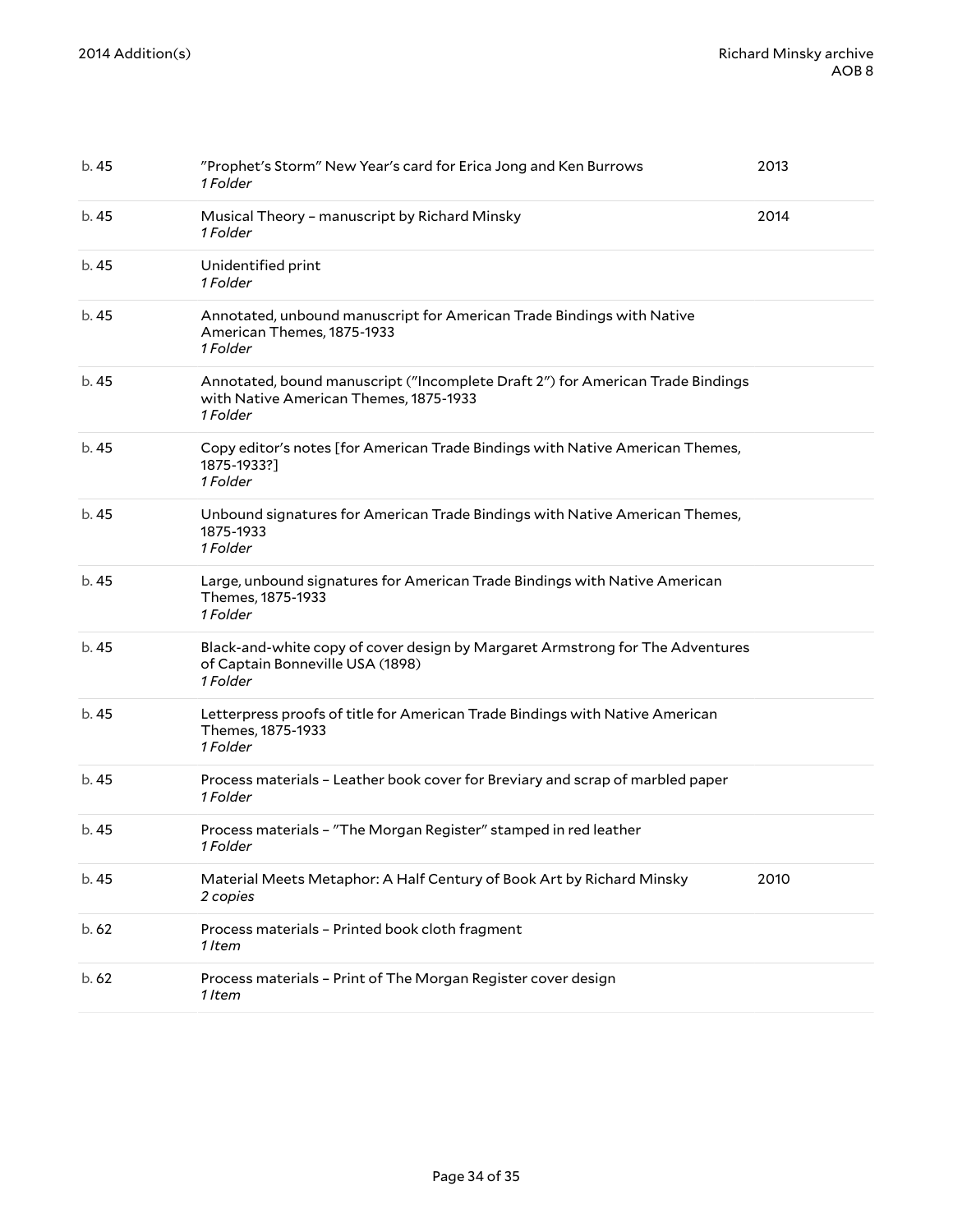| | | |
|---|---|---|
| b. 45 | "Prophet's Storm" New Year's card for Erica Jong and Ken Burrows<br>*1 Folder* | 2013 |
| b. 45 | Musical Theory – manuscript by Richard Minsky<br>*1 Folder* | 2014 |
| b. 45 | Unidentified print<br>*1 Folder* | |
| b. 45 | Annotated, unbound manuscript for American Trade Bindings with Native American Themes, 1875-1933<br>*1 Folder* | |
| b. 45 | Annotated, bound manuscript ("Incomplete Draft 2") for American Trade Bindings with Native American Themes, 1875-1933<br>*1 Folder* | |
| b. 45 | Copy editor's notes [for American Trade Bindings with Native American Themes, 1875-1933?]<br>*1 Folder* | |
| b. 45 | Unbound signatures for American Trade Bindings with Native American Themes, 1875-1933<br>*1 Folder* | |
| b. 45 | Large, unbound signatures for American Trade Bindings with Native American Themes, 1875-1933<br>*1 Folder* | |
| b. 45 | Black-and-white copy of cover design by Margaret Armstrong for The Adventures of Captain Bonneville USA (1898)<br>*1 Folder* | |
| b. 45 | Letterpress proofs of title for American Trade Bindings with Native American Themes, 1875-1933<br>*1 Folder* | |
| b. 45 | Process materials – Leather book cover for Breviary and scrap of marbled paper<br>*1 Folder* | |
| b. 45 | Process materials – "The Morgan Register" stamped in red leather<br>*1 Folder* | |
| b. 45 | Material Meets Metaphor: A Half Century of Book Art by Richard Minsky<br>*2 copies* | 2010 |
| b. 62 | Process materials – Printed book cloth fragment<br>*1 Item* | |
| b. 62 | Process materials – Print of The Morgan Register cover design<br>*1 Item* | |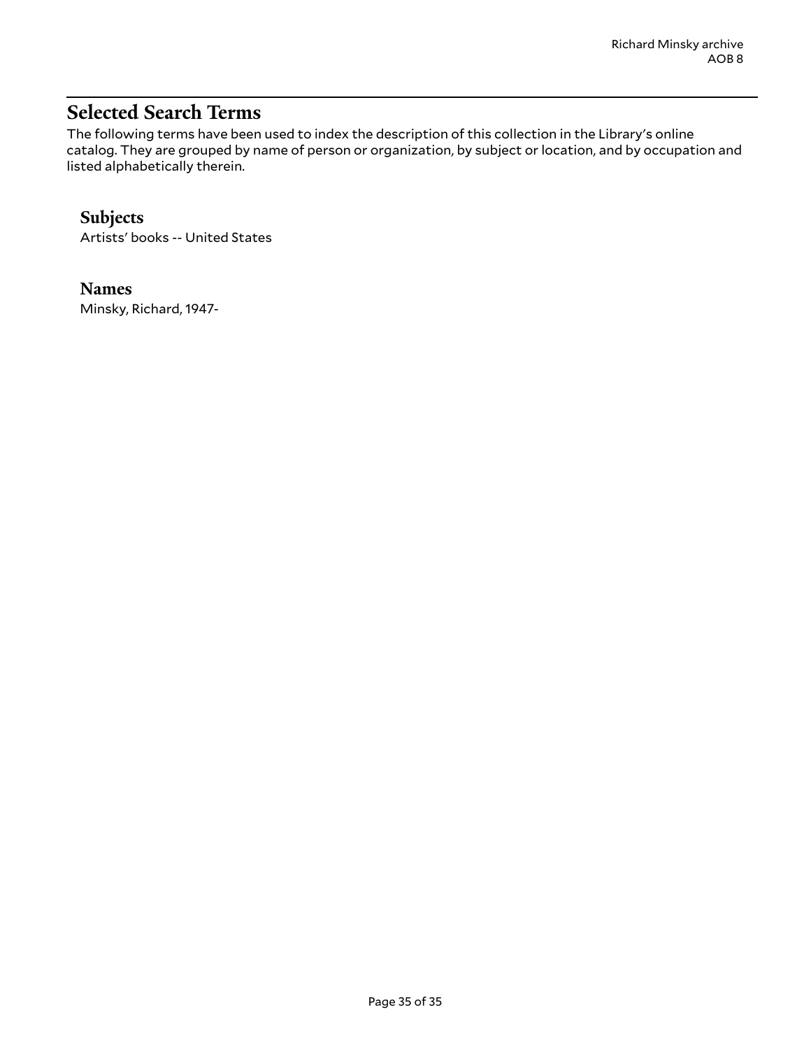## Selected Search Terms

The following terms have been used to index the description of this collection in the Library's online catalog. They are grouped by name of person or organization, by subject or location, and by occupation and listed alphabetically therein.

### Subjects

Artists' books -- United States

### Names

Minsky, Richard, 1947-